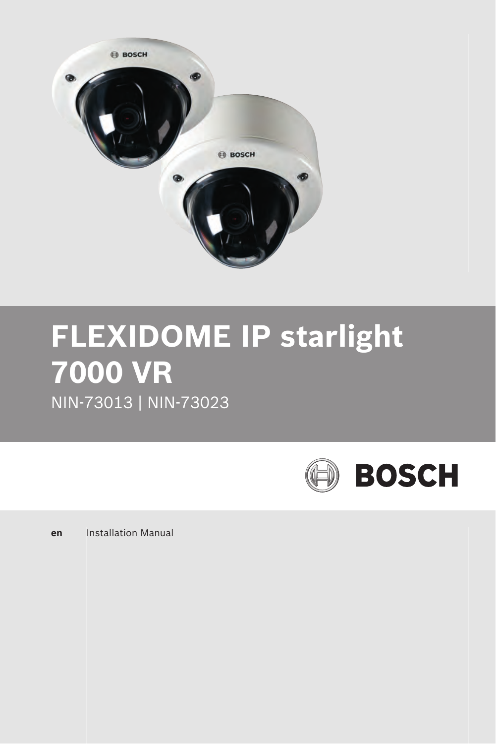# FLEXIDOME IP starlight 7000 VR

NIN-73013 | NIN-73023

BOSCH

**en** Installation Manual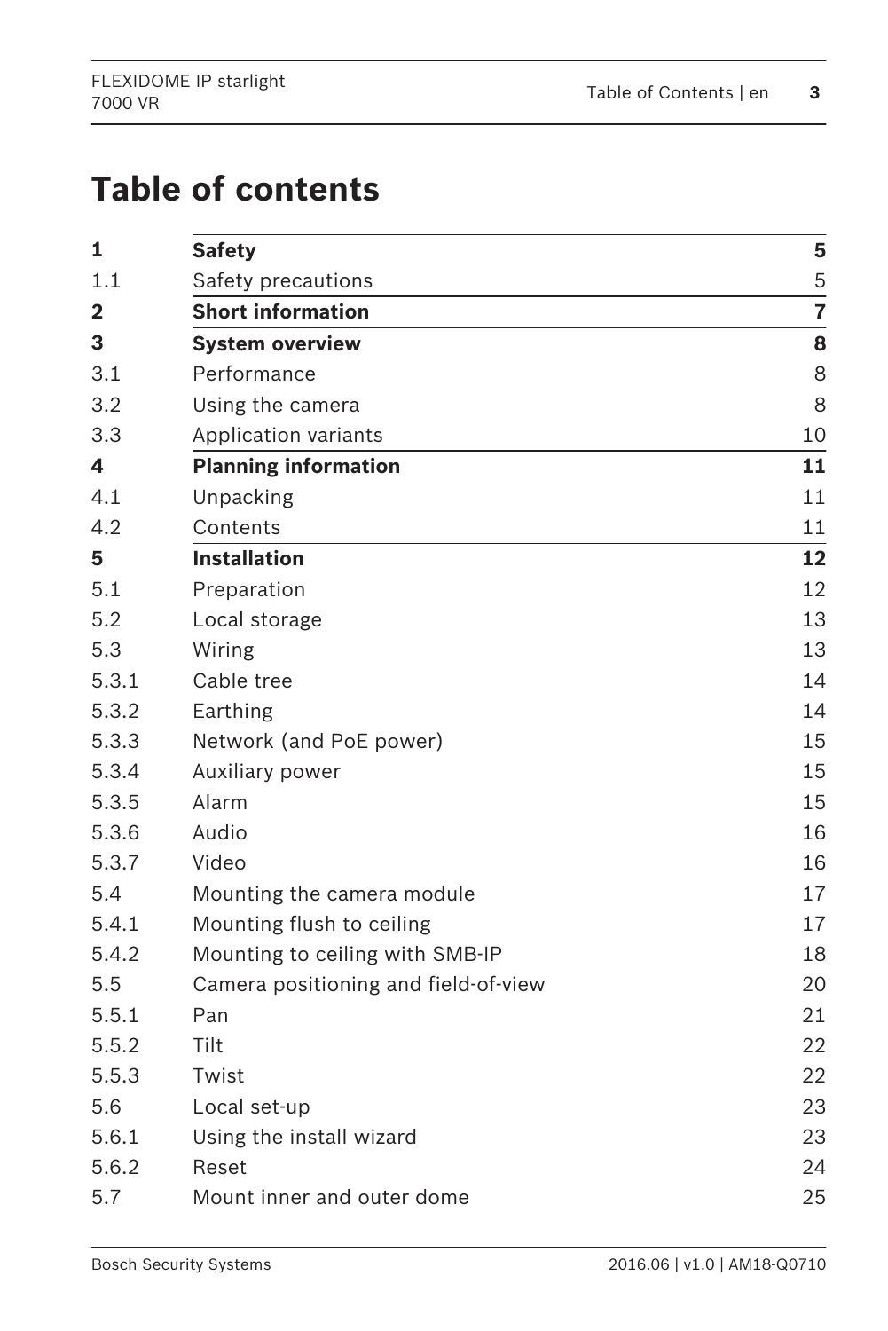# Table of contents

| | | |
|---|---|---|
| **1** | **Safety** | **5** |
| 1.1 | Safety precautions | 5 |
| **2** | **Short information** | **7** |
| **3** | **System overview** | **8** |
| 3.1 | Performance | 8 |
| 3.2 | Using the camera | 8 |
| 3.3 | Application variants | 10 |
| **4** | **Planning information** | **11** |
| 4.1 | Unpacking | 11 |
| 4.2 | Contents | 11 |
| **5** | **Installation** | **12** |
| 5.1 | Preparation | 12 |
| 5.2 | Local storage | 13 |
| 5.3 | Wiring | 13 |
| 5.3.1 | Cable tree | 14 |
| 5.3.2 | Earthing | 14 |
| 5.3.3 | Network (and PoE power) | 15 |
| 5.3.4 | Auxiliary power | 15 |
| 5.3.5 | Alarm | 15 |
| 5.3.6 | Audio | 16 |
| 5.3.7 | Video | 16 |
| 5.4 | Mounting the camera module | 17 |
| 5.4.1 | Mounting flush to ceiling | 17 |
| 5.4.2 | Mounting to ceiling with SMB-IP | 18 |
| 5.5 | Camera positioning and field-of-view | 20 |
| 5.5.1 | Pan | 21 |
| 5.5.2 | Tilt | 22 |
| 5.5.3 | Twist | 22 |
| 5.6 | Local set-up | 23 |
| 5.6.1 | Using the install wizard | 23 |
| 5.6.2 | Reset | 24 |
| 5.7 | Mount inner and outer dome | 25 |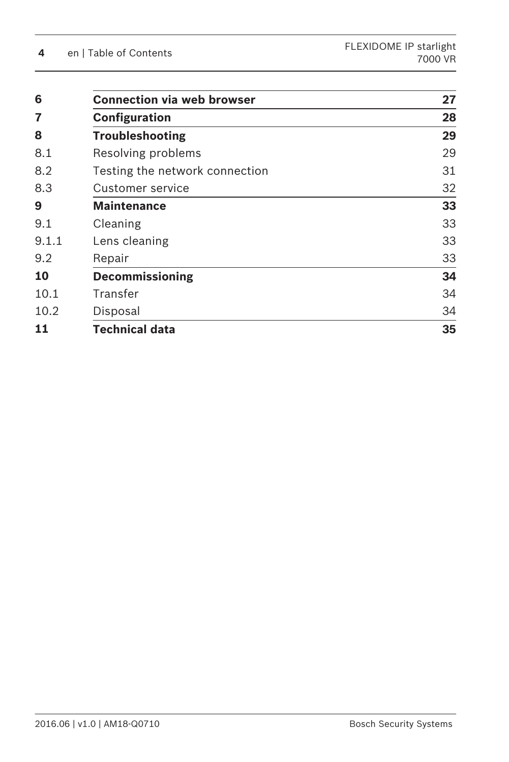| | | |
|---|---|---|
| **6** | **Connection via web browser** | **27** |
| **7** | **Configuration** | **28** |
| **8** | **Troubleshooting** | **29** |
| 8.1 | Resolving problems | 29 |
| 8.2 | Testing the network connection | 31 |
| 8.3 | Customer service | 32 |
| **9** | **Maintenance** | **33** |
| 9.1 | Cleaning | 33 |
| 9.1.1 | Lens cleaning | 33 |
| 9.2 | Repair | 33 |
| **10** | **Decommissioning** | **34** |
| 10.1 | Transfer | 34 |
| 10.2 | Disposal | 34 |
| **11** | **Technical data** | **35** |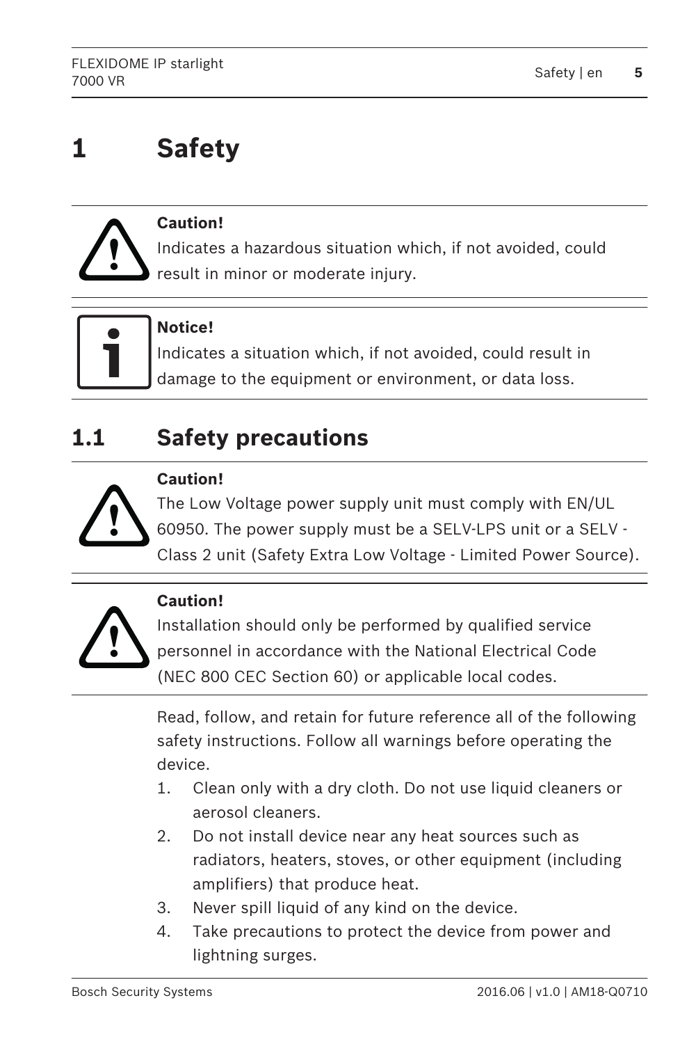# 1 Safety

**Caution!**
Indicates a hazardous situation which, if not avoided, could result in minor or moderate injury.

**Notice!**
Indicates a situation which, if not avoided, could result in damage to the equipment or environment, or data loss.

## 1.1 Safety precautions

**Caution!**
The Low Voltage power supply unit must comply with EN/UL 60950. The power supply must be a SELV-LPS unit or a SELV - Class 2 unit (Safety Extra Low Voltage - Limited Power Source).

**Caution!**
Installation should only be performed by qualified service personnel in accordance with the National Electrical Code (NEC 800 CEC Section 60) or applicable local codes.

Read, follow, and retain for future reference all of the following safety instructions. Follow all warnings before operating the device.

1. Clean only with a dry cloth. Do not use liquid cleaners or aerosol cleaners.
2. Do not install device near any heat sources such as radiators, heaters, stoves, or other equipment (including amplifiers) that produce heat.
3. Never spill liquid of any kind on the device.
4. Take precautions to protect the device from power and lightning surges.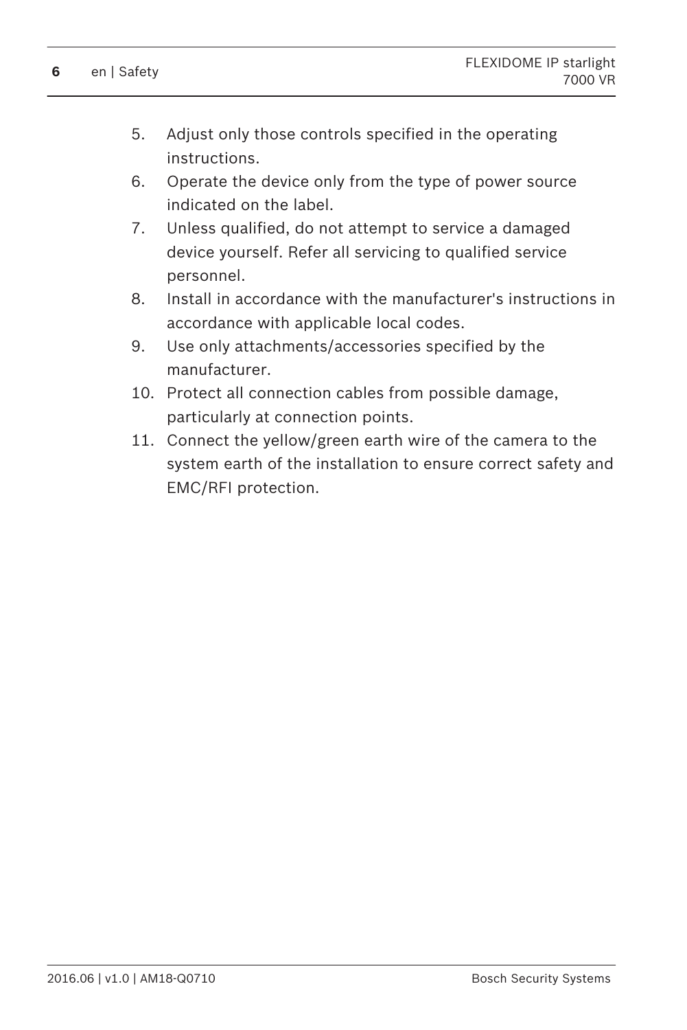5. Adjust only those controls specified in the operating instructions.
6. Operate the device only from the type of power source indicated on the label.
7. Unless qualified, do not attempt to service a damaged device yourself. Refer all servicing to qualified service personnel.
8. Install in accordance with the manufacturer's instructions in accordance with applicable local codes.
9. Use only attachments/accessories specified by the manufacturer.
10. Protect all connection cables from possible damage, particularly at connection points.
11. Connect the yellow/green earth wire of the camera to the system earth of the installation to ensure correct safety and EMC/RFI protection.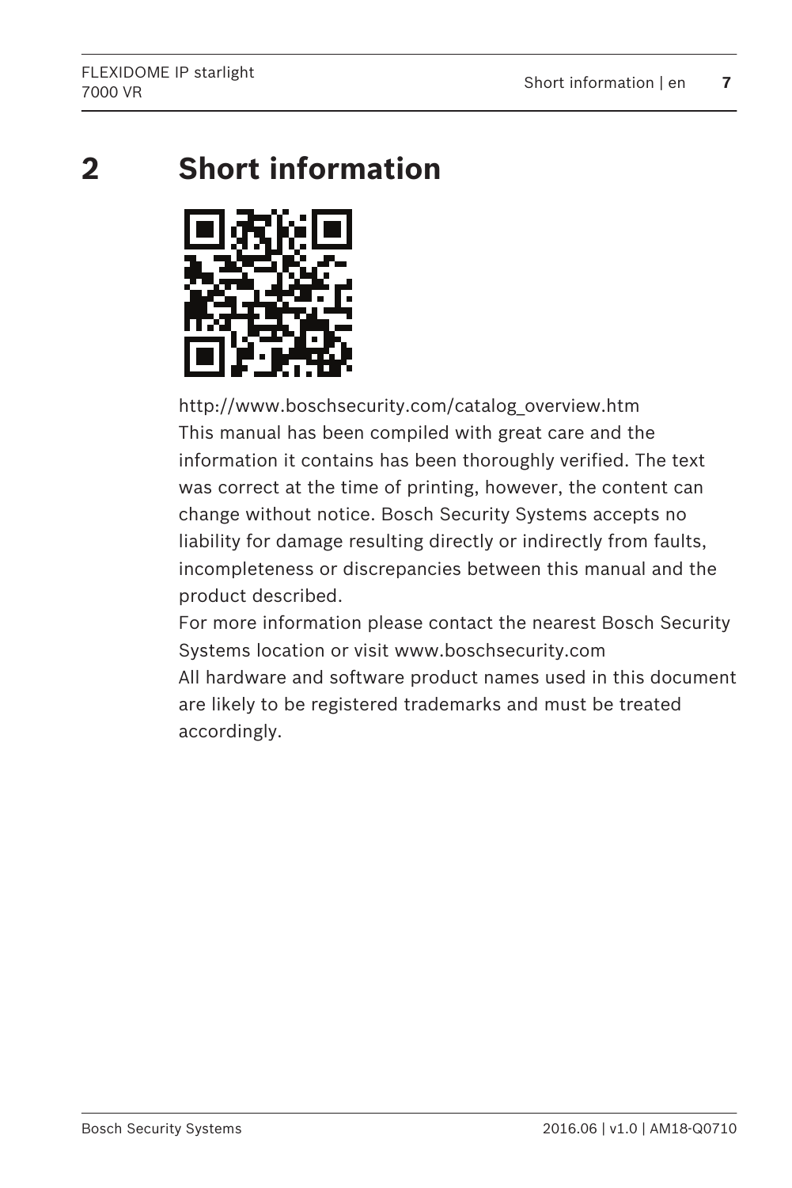# 2 Short information

http://www.boschsecurity.com/catalog_overview.htm

This manual has been compiled with great care and the information it contains has been thoroughly verified. The text was correct at the time of printing, however, the content can change without notice. Bosch Security Systems accepts no liability for damage resulting directly or indirectly from faults, incompleteness or discrepancies between this manual and the product described.

For more information please contact the nearest Bosch Security Systems location or visit www.boschsecurity.com

All hardware and software product names used in this document are likely to be registered trademarks and must be treated accordingly.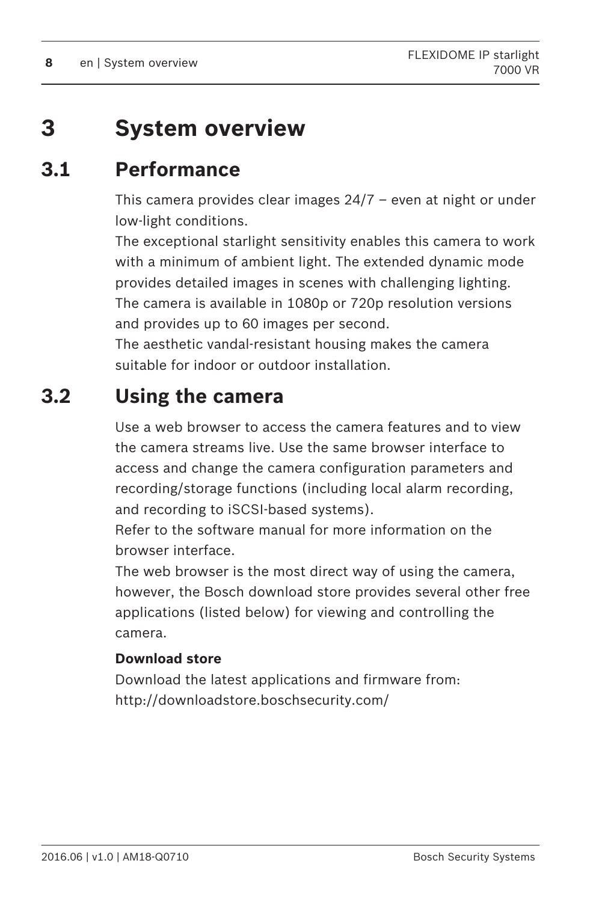# 3 System overview

## 3.1 Performance

This camera provides clear images 24/7 – even at night or under low-light conditions.
The exceptional starlight sensitivity enables this camera to work with a minimum of ambient light. The extended dynamic mode provides detailed images in scenes with challenging lighting.
The camera is available in 1080p or 720p resolution versions and provides up to 60 images per second.
The aesthetic vandal-resistant housing makes the camera suitable for indoor or outdoor installation.

## 3.2 Using the camera

Use a web browser to access the camera features and to view the camera streams live. Use the same browser interface to access and change the camera configuration parameters and recording/storage functions (including local alarm recording, and recording to iSCSI-based systems).
Refer to the software manual for more information on the browser interface.
The web browser is the most direct way of using the camera, however, the Bosch download store provides several other free applications (listed below) for viewing and controlling the camera.

**Download store**

Download the latest applications and firmware from:
http://downloadstore.boschsecurity.com/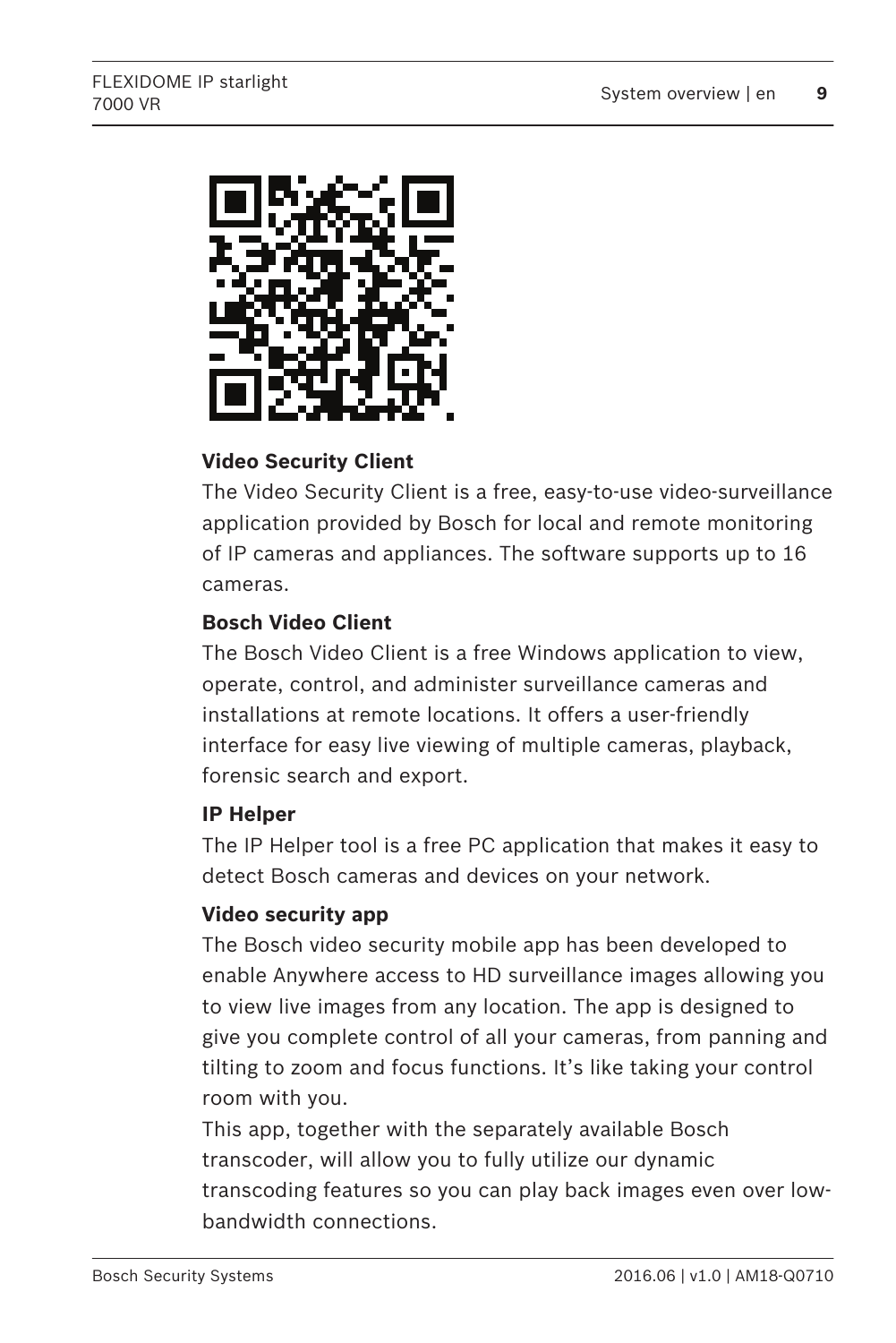**Video Security Client**

The Video Security Client is a free, easy-to-use video-surveillance application provided by Bosch for local and remote monitoring of IP cameras and appliances. The software supports up to 16 cameras.

**Bosch Video Client**

The Bosch Video Client is a free Windows application to view, operate, control, and administer surveillance cameras and installations at remote locations. It offers a user-friendly interface for easy live viewing of multiple cameras, playback, forensic search and export.

**IP Helper**

The IP Helper tool is a free PC application that makes it easy to detect Bosch cameras and devices on your network.

**Video security app**

The Bosch video security mobile app has been developed to enable Anywhere access to HD surveillance images allowing you to view live images from any location. The app is designed to give you complete control of all your cameras, from panning and tilting to zoom and focus functions. It's like taking your control room with you.

This app, together with the separately available Bosch transcoder, will allow you to fully utilize our dynamic transcoding features so you can play back images even over low-bandwidth connections.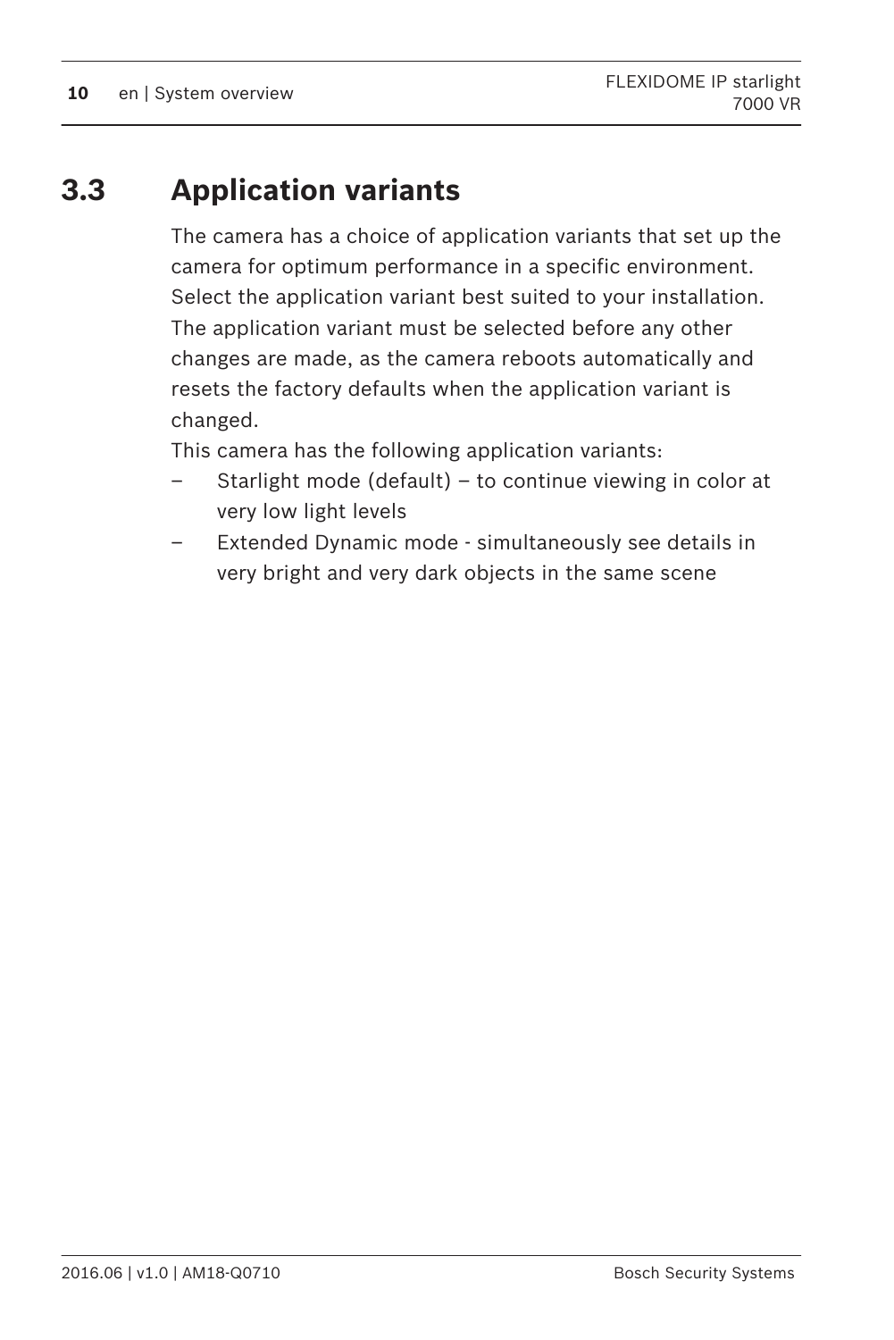## 3.3 Application variants

The camera has a choice of application variants that set up the camera for optimum performance in a specific environment. Select the application variant best suited to your installation. The application variant must be selected before any other changes are made, as the camera reboots automatically and resets the factory defaults when the application variant is changed.

This camera has the following application variants:

- Starlight mode (default) – to continue viewing in color at very low light levels
- Extended Dynamic mode - simultaneously see details in very bright and very dark objects in the same scene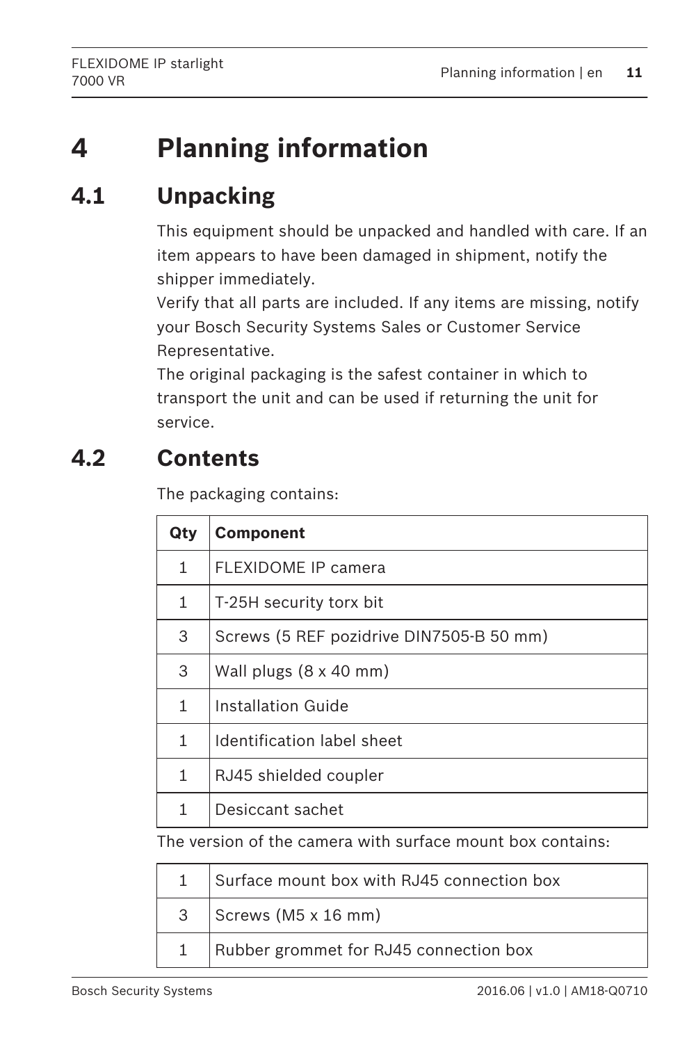# 4 Planning information

## 4.1 Unpacking

This equipment should be unpacked and handled with care. If an item appears to have been damaged in shipment, notify the shipper immediately.
Verify that all parts are included. If any items are missing, notify your Bosch Security Systems Sales or Customer Service Representative.
The original packaging is the safest container in which to transport the unit and can be used if returning the unit for service.

## 4.2 Contents

The packaging contains:

| Qty | Component |
| --- | --- |
| 1 | FLEXIDOME IP camera |
| 1 | T-25H security torx bit |
| 3 | Screws (5 REF pozidrive DIN7505-B 50 mm) |
| 3 | Wall plugs (8 x 40 mm) |
| 1 | Installation Guide |
| 1 | Identification label sheet |
| 1 | RJ45 shielded coupler |
| 1 | Desiccant sachet |

The version of the camera with surface mount box contains:

| | |
| --- | --- |
| 1 | Surface mount box with RJ45 connection box |
| 3 | Screws (M5 x 16 mm) |
| 1 | Rubber grommet for RJ45 connection box |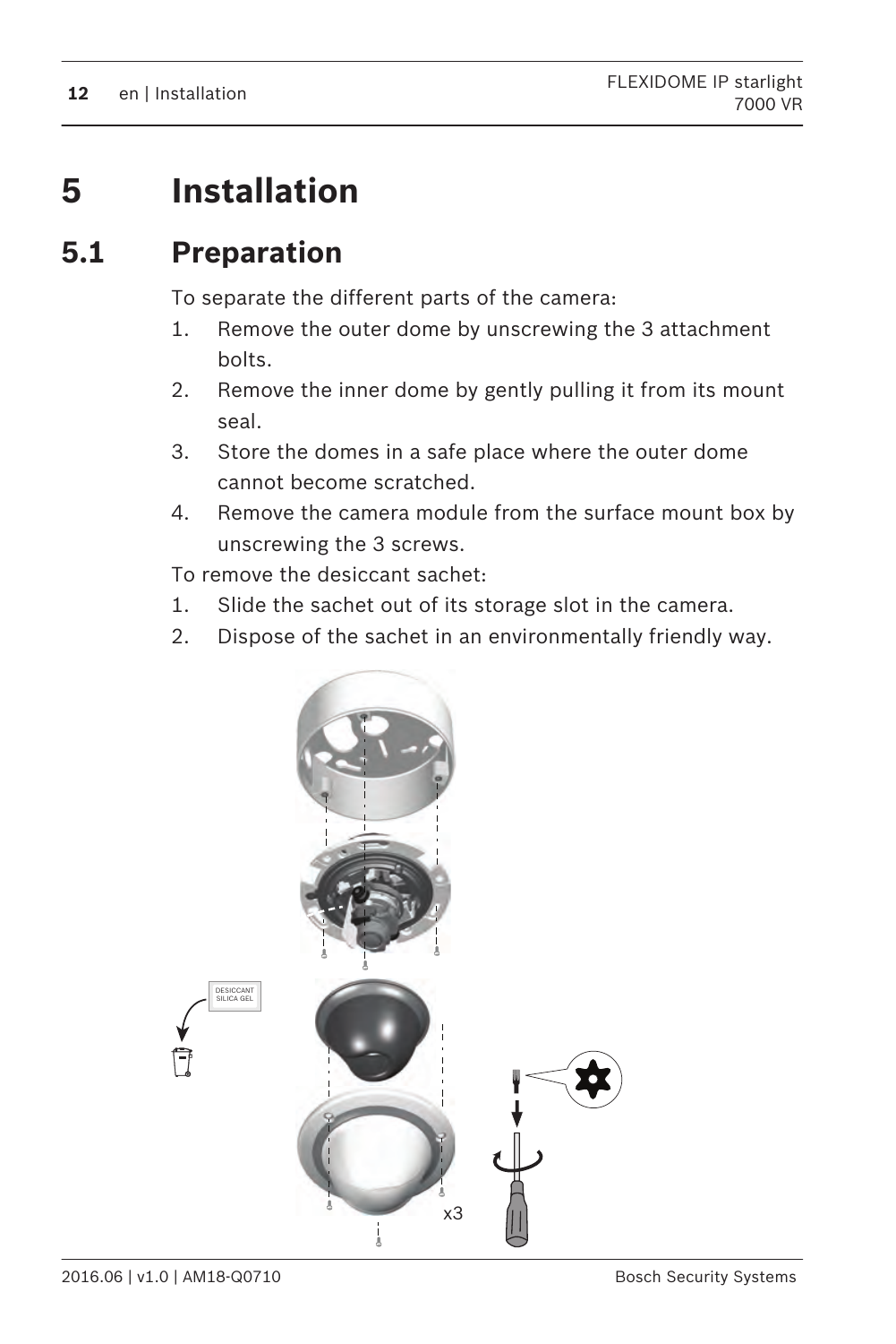# 5 Installation

## 5.1 Preparation

To separate the different parts of the camera:

1. Remove the outer dome by unscrewing the 3 attachment bolts.
2. Remove the inner dome by gently pulling it from its mount seal.
3. Store the domes in a safe place where the outer dome cannot become scratched.
4. Remove the camera module from the surface mount box by unscrewing the 3 screws.

To remove the desiccant sachet:

1. Slide the sachet out of its storage slot in the camera.
2. Dispose of the sachet in an environmentally friendly way.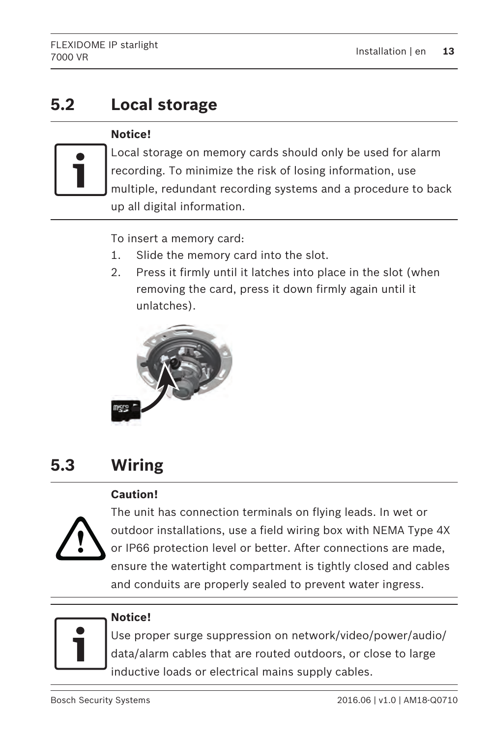## 5.2 Local storage

**Notice!**
Local storage on memory cards should only be used for alarm recording. To minimize the risk of losing information, use multiple, redundant recording systems and a procedure to back up all digital information.

To insert a memory card:

1. Slide the memory card into the slot.
2. Press it firmly until it latches into place in the slot (when removing the card, press it down firmly again until it unlatches).

## 5.3 Wiring

**Caution!**
The unit has connection terminals on flying leads. In wet or outdoor installations, use a field wiring box with NEMA Type 4X or IP66 protection level or better. After connections are made, ensure the watertight compartment is tightly closed and cables and conduits are properly sealed to prevent water ingress.

**Notice!**
Use proper surge suppression on network/video/power/audio/data/alarm cables that are routed outdoors, or close to large inductive loads or electrical mains supply cables.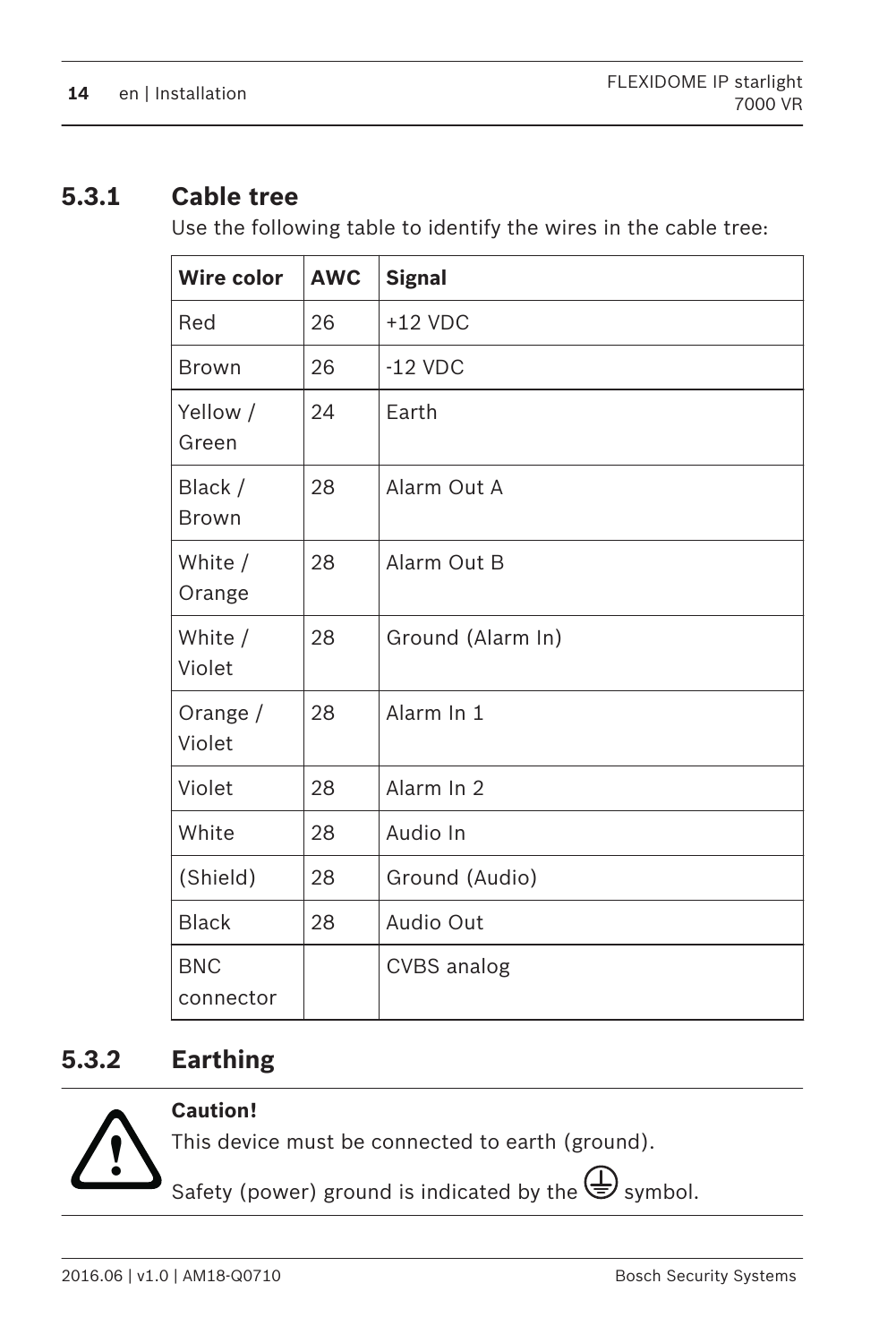### 5.3.1 Cable tree

Use the following table to identify the wires in the cable tree:

| Wire color | AWC | Signal |
|---|---|---|
| Red | 26 | +12 VDC |
| Brown | 26 | -12 VDC |
| Yellow / Green | 24 | Earth |
| Black / Brown | 28 | Alarm Out A |
| White / Orange | 28 | Alarm Out B |
| White / Violet | 28 | Ground (Alarm In) |
| Orange / Violet | 28 | Alarm In 1 |
| Violet | 28 | Alarm In 2 |
| White | 28 | Audio In |
| (Shield) | 28 | Ground (Audio) |
| Black | 28 | Audio Out |
| BNC connector | | CVBS analog |

### 5.3.2 Earthing

**Caution!**

This device must be connected to earth (ground).

Safety (power) ground is indicated by the ⏚ symbol.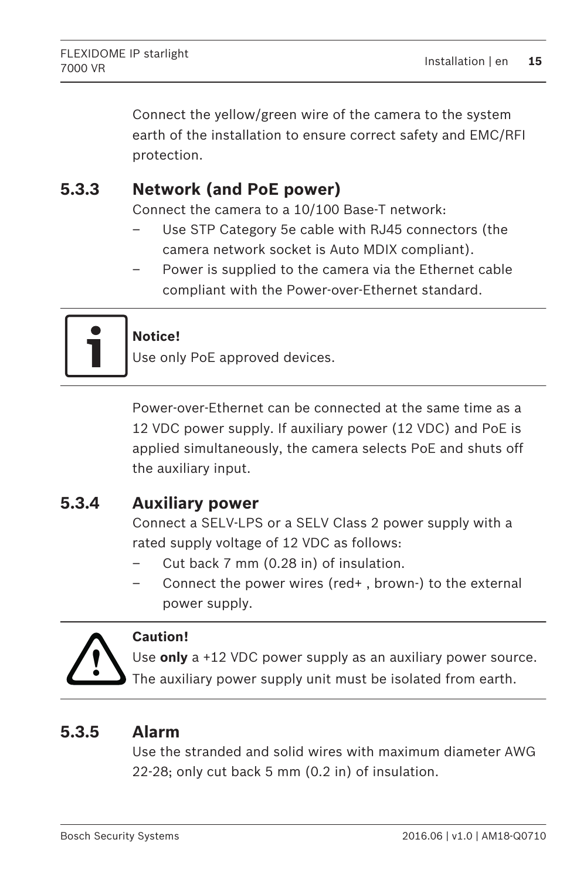Connect the yellow/green wire of the camera to the system earth of the installation to ensure correct safety and EMC/RFI protection.

### 5.3.3 Network (and PoE power)

Connect the camera to a 10/100 Base-T network:

- Use STP Category 5e cable with RJ45 connectors (the camera network socket is Auto MDIX compliant).
- Power is supplied to the camera via the Ethernet cable compliant with the Power-over-Ethernet standard.

**Notice!**
Use only PoE approved devices.

Power-over-Ethernet can be connected at the same time as a 12 VDC power supply. If auxiliary power (12 VDC) and PoE is applied simultaneously, the camera selects PoE and shuts off the auxiliary input.

### 5.3.4 Auxiliary power

Connect a SELV-LPS or a SELV Class 2 power supply with a rated supply voltage of 12 VDC as follows:

- Cut back 7 mm (0.28 in) of insulation.
- Connect the power wires (red+ , brown-) to the external power supply.

**Caution!**
Use **only** a +12 VDC power supply as an auxiliary power source. The auxiliary power supply unit must be isolated from earth.

### 5.3.5 Alarm

Use the stranded and solid wires with maximum diameter AWG 22-28; only cut back 5 mm (0.2 in) of insulation.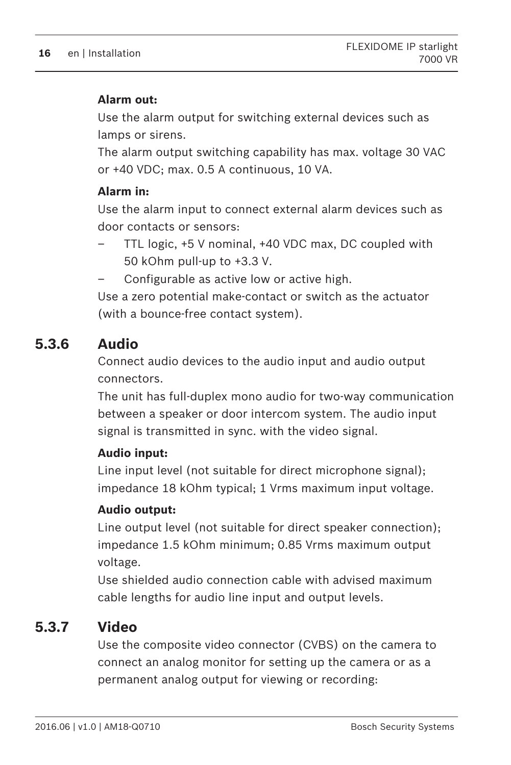**Alarm out:**

Use the alarm output for switching external devices such as lamps or sirens.

The alarm output switching capability has max. voltage 30 VAC or +40 VDC; max. 0.5 A continuous, 10 VA.

**Alarm in:**

Use the alarm input to connect external alarm devices such as door contacts or sensors:

- TTL logic, +5 V nominal, +40 VDC max, DC coupled with 50 kOhm pull-up to +3.3 V.
- Configurable as active low or active high.

Use a zero potential make-contact or switch as the actuator (with a bounce-free contact system).

### 5.3.6 Audio

Connect audio devices to the audio input and audio output connectors.

The unit has full-duplex mono audio for two-way communication between a speaker or door intercom system. The audio input signal is transmitted in sync. with the video signal.

**Audio input:**

Line input level (not suitable for direct microphone signal); impedance 18 kOhm typical; 1 Vrms maximum input voltage.

**Audio output:**

Line output level (not suitable for direct speaker connection); impedance 1.5 kOhm minimum; 0.85 Vrms maximum output voltage.

Use shielded audio connection cable with advised maximum cable lengths for audio line input and output levels.

### 5.3.7 Video

Use the composite video connector (CVBS) on the camera to connect an analog monitor for setting up the camera or as a permanent analog output for viewing or recording: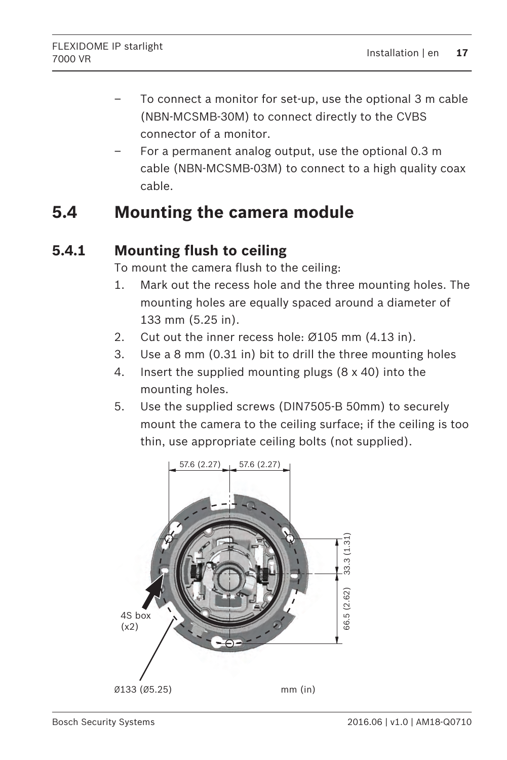– To connect a monitor for set-up, use the optional 3 m cable (NBN-MCSMB-30M) to connect directly to the CVBS connector of a monitor.
– For a permanent analog output, use the optional 0.3 m cable (NBN-MCSMB-03M) to connect to a high quality coax cable.

## 5.4 Mounting the camera module

### 5.4.1 Mounting flush to ceiling

To mount the camera flush to the ceiling:

1. Mark out the recess hole and the three mounting holes. The mounting holes are equally spaced around a diameter of 133 mm (5.25 in).
2. Cut out the inner recess hole: Ø105 mm (4.13 in).
3. Use a 8 mm (0.31 in) bit to drill the three mounting holes
4. Insert the supplied mounting plugs (8 x 40) into the mounting holes.
5. Use the supplied screws (DIN7505-B 50mm) to securely mount the camera to the ceiling surface; if the ceiling is too thin, use appropriate ceiling bolts (not supplied).

57.6 (2.27) 57.6 (2.27)

33.3 (1.31)

66.5 (2.62)

4S box (x2)

Ø133 (Ø5.25)

mm (in)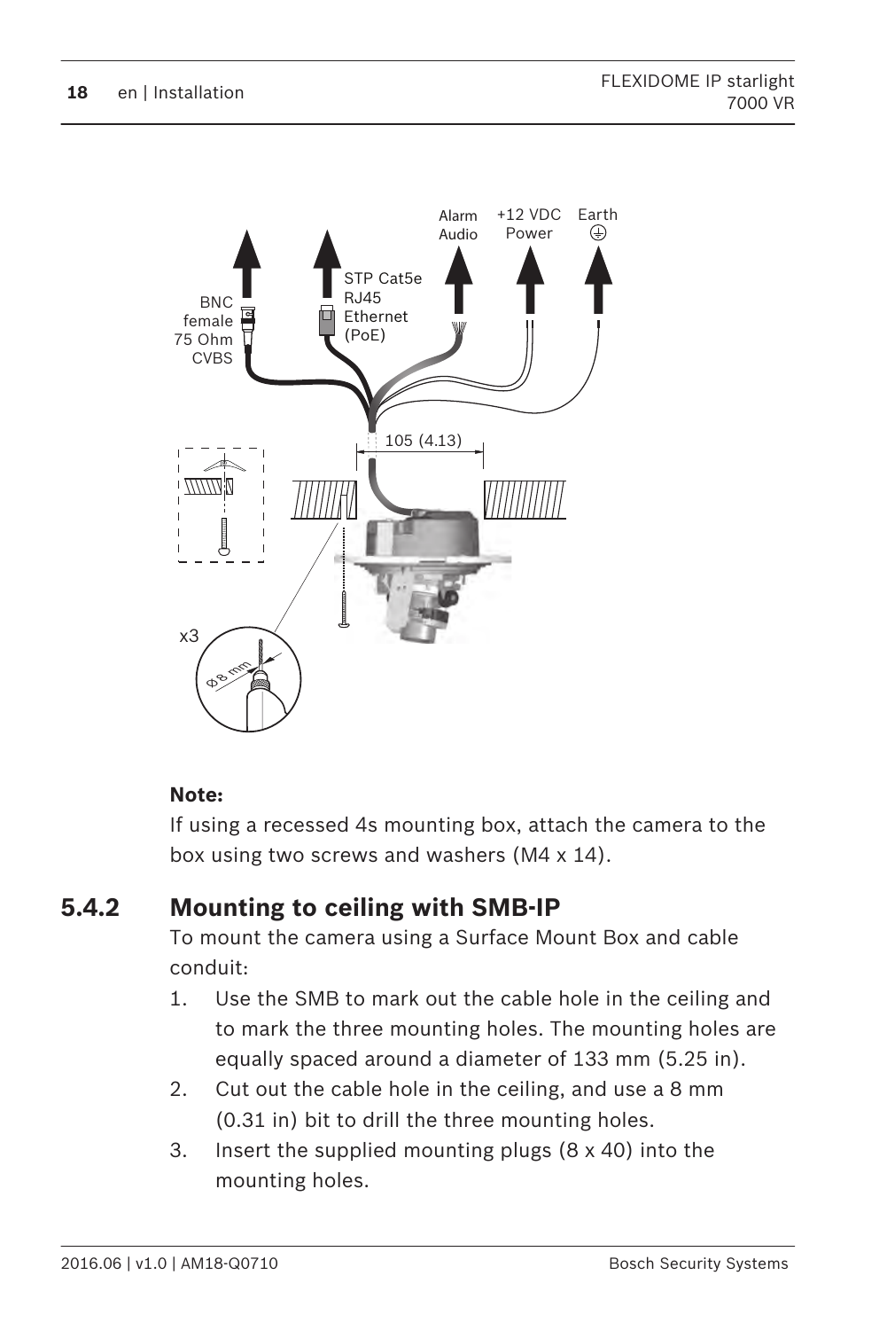**Note:**

If using a recessed 4s mounting box, attach the camera to the box using two screws and washers (M4 x 14).

## 5.4.2 Mounting to ceiling with SMB-IP

To mount the camera using a Surface Mount Box and cable conduit:

1. Use the SMB to mark out the cable hole in the ceiling and to mark the three mounting holes. The mounting holes are equally spaced around a diameter of 133 mm (5.25 in).
2. Cut out the cable hole in the ceiling, and use a 8 mm (0.31 in) bit to drill the three mounting holes.
3. Insert the supplied mounting plugs (8 x 40) into the mounting holes.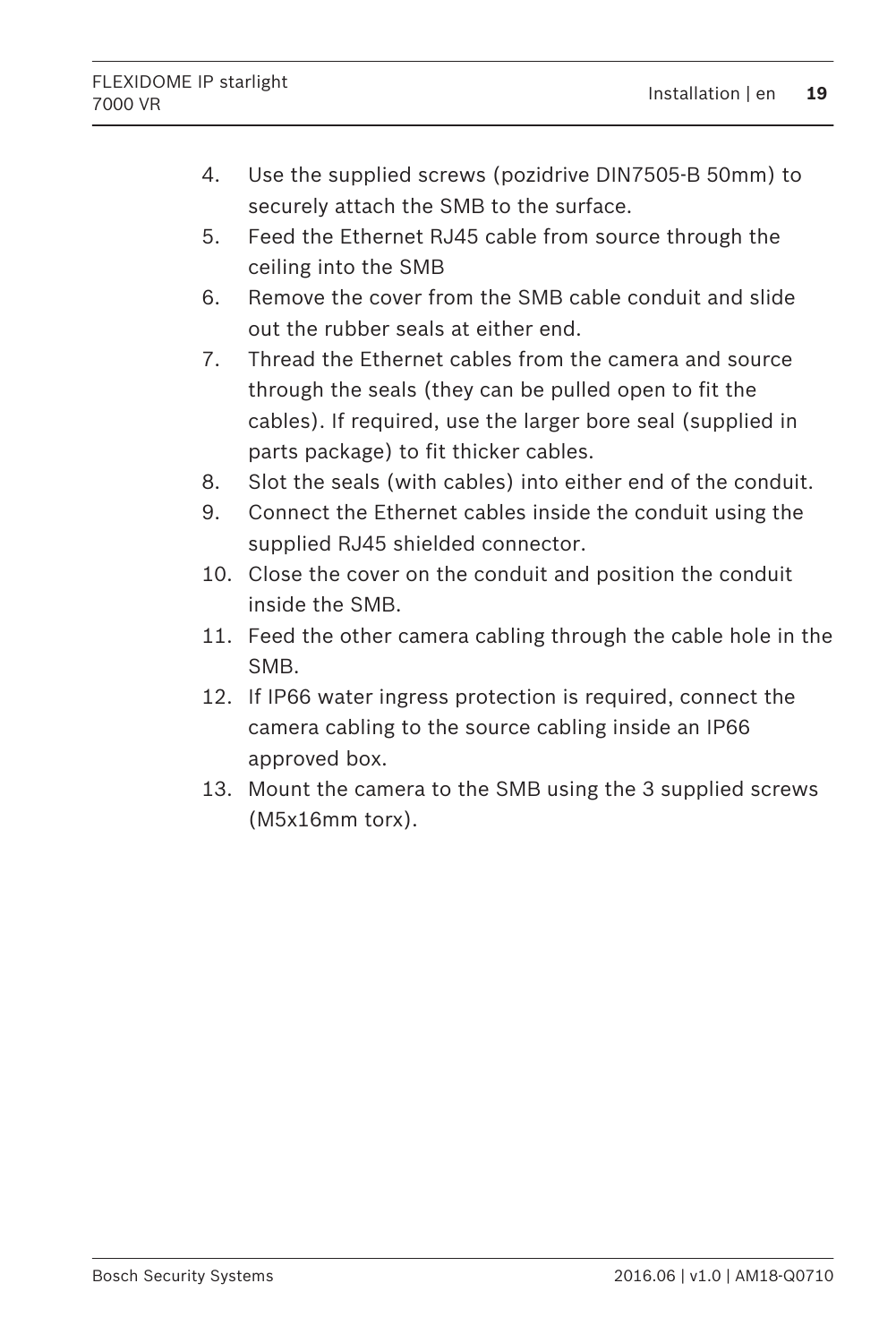4. Use the supplied screws (pozidrive DIN7505-B 50mm) to securely attach the SMB to the surface.
5. Feed the Ethernet RJ45 cable from source through the ceiling into the SMB
6. Remove the cover from the SMB cable conduit and slide out the rubber seals at either end.
7. Thread the Ethernet cables from the camera and source through the seals (they can be pulled open to fit the cables). If required, use the larger bore seal (supplied in parts package) to fit thicker cables.
8. Slot the seals (with cables) into either end of the conduit.
9. Connect the Ethernet cables inside the conduit using the supplied RJ45 shielded connector.
10. Close the cover on the conduit and position the conduit inside the SMB.
11. Feed the other camera cabling through the cable hole in the SMB.
12. If IP66 water ingress protection is required, connect the camera cabling to the source cabling inside an IP66 approved box.
13. Mount the camera to the SMB using the 3 supplied screws (M5x16mm torx).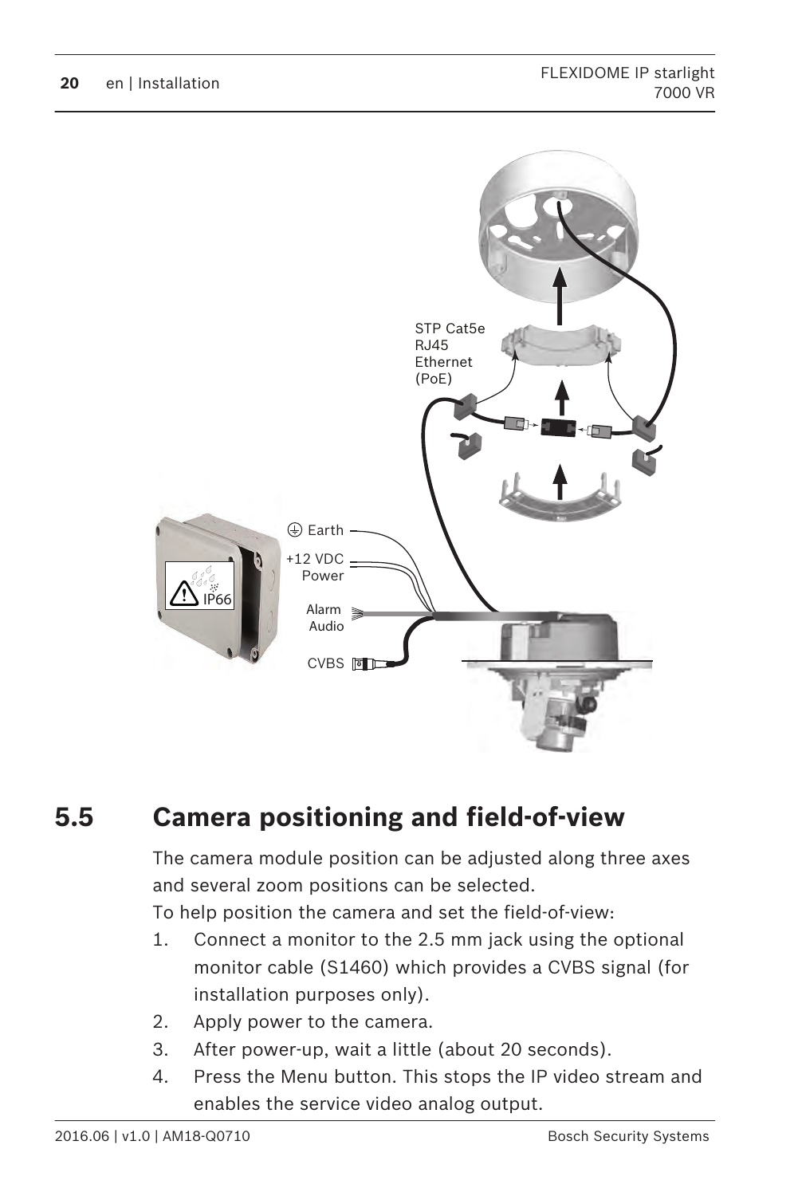## 5.5 Camera positioning and field-of-view

The camera module position can be adjusted along three axes and several zoom positions can be selected.

To help position the camera and set the field-of-view:

1. Connect a monitor to the 2.5 mm jack using the optional monitor cable (S1460) which provides a CVBS signal (for installation purposes only).
2. Apply power to the camera.
3. After power-up, wait a little (about 20 seconds).
4. Press the Menu button. This stops the IP video stream and enables the service video analog output.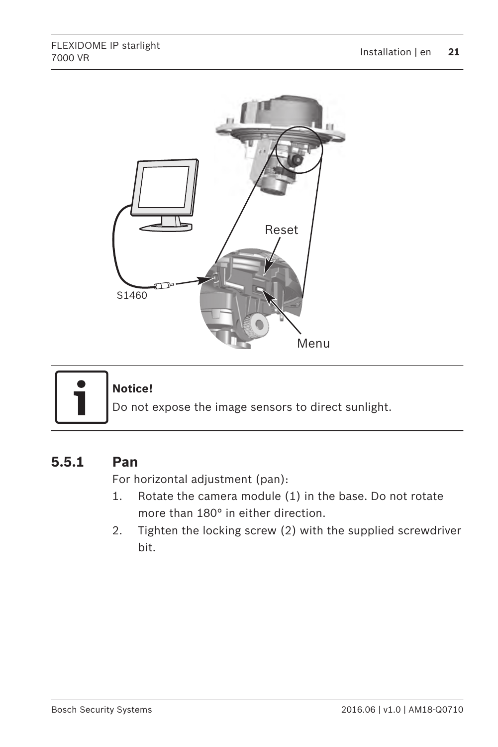**Notice!**
Do not expose the image sensors to direct sunlight.

### 5.5.1 Pan

For horizontal adjustment (pan):

1. Rotate the camera module (1) in the base. Do not rotate more than 180° in either direction.
2. Tighten the locking screw (2) with the supplied screwdriver bit.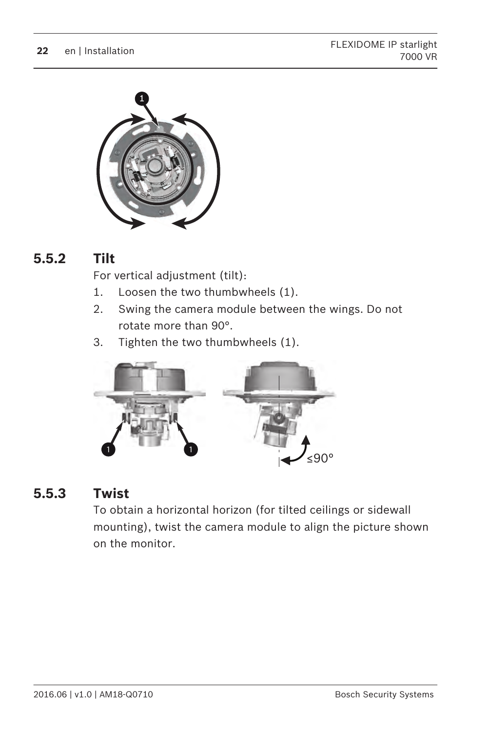### 5.5.2 Tilt

For vertical adjustment (tilt):

1. Loosen the two thumbwheels (1).
2. Swing the camera module between the wings. Do not rotate more than 90°.
3. Tighten the two thumbwheels (1).

### 5.5.3 Twist

To obtain a horizontal horizon (for tilted ceilings or sidewall mounting), twist the camera module to align the picture shown on the monitor.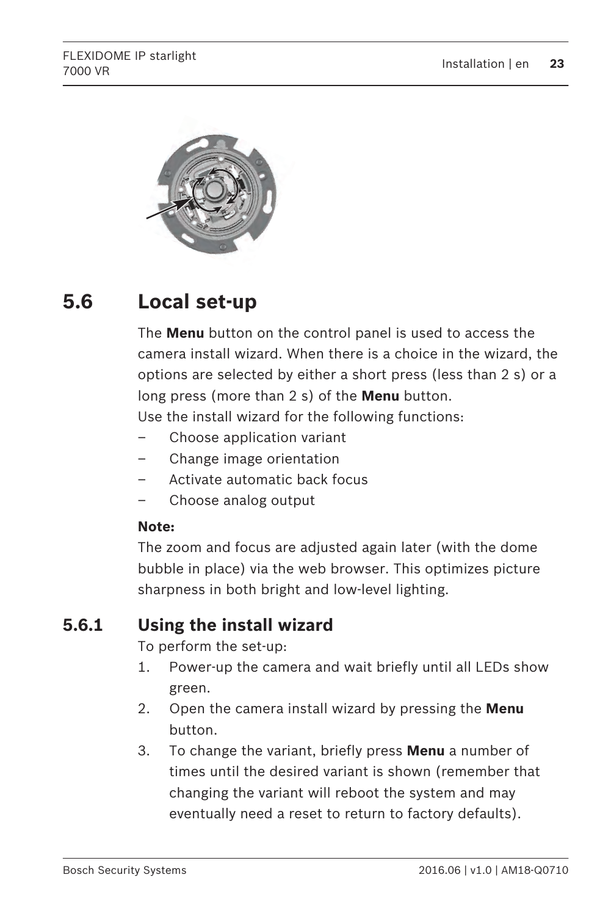## 5.6 Local set-up

The **Menu** button on the control panel is used to access the camera install wizard. When there is a choice in the wizard, the options are selected by either a short press (less than 2 s) or a long press (more than 2 s) of the **Menu** button.

Use the install wizard for the following functions:

- Choose application variant
- Change image orientation
- Activate automatic back focus
- Choose analog output

**Note:**

The zoom and focus are adjusted again later (with the dome bubble in place) via the web browser. This optimizes picture sharpness in both bright and low-level lighting.

### 5.6.1 Using the install wizard

To perform the set-up:

1. Power-up the camera and wait briefly until all LEDs show green.
2. Open the camera install wizard by pressing the **Menu** button.
3. To change the variant, briefly press **Menu** a number of times until the desired variant is shown (remember that changing the variant will reboot the system and may eventually need a reset to return to factory defaults).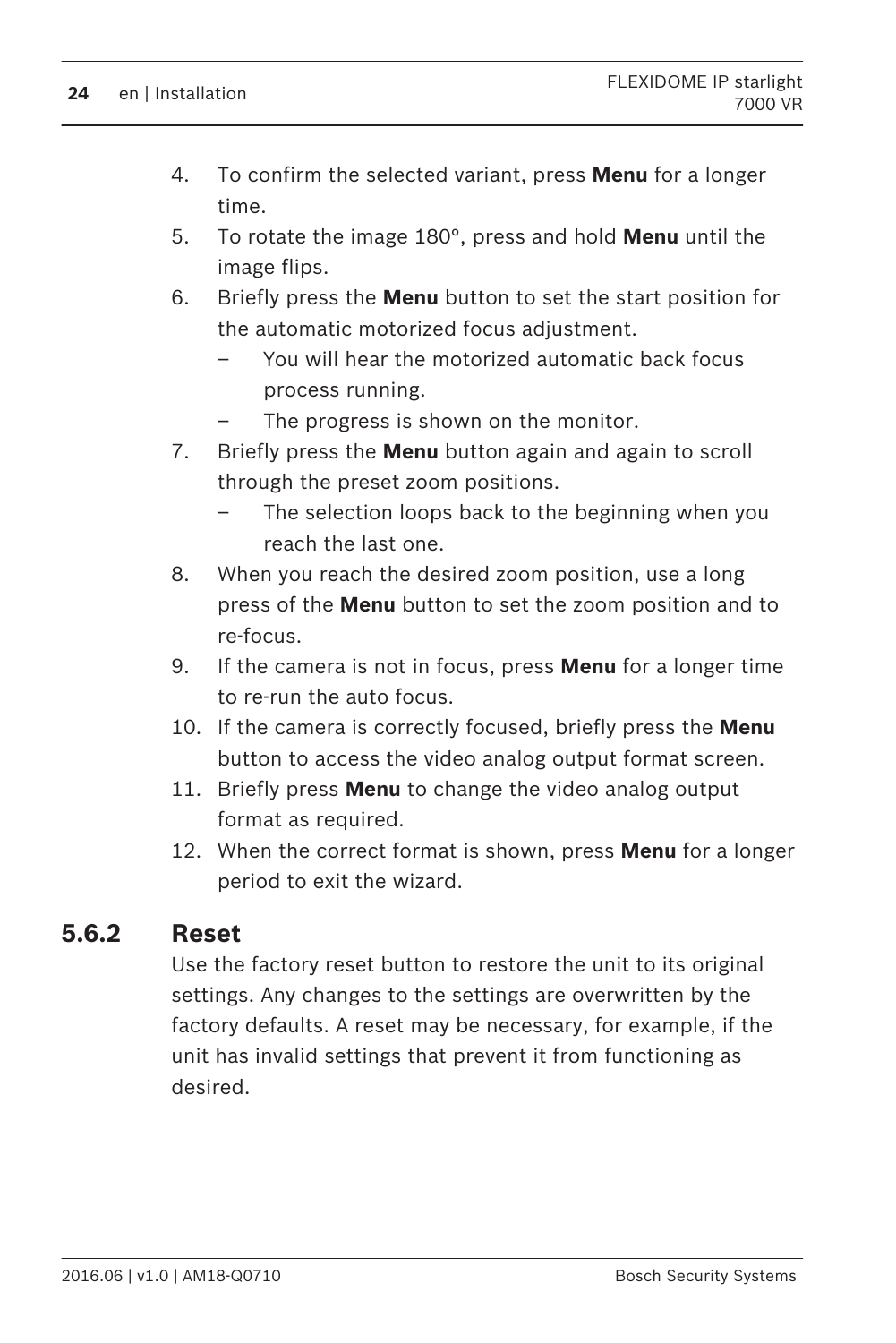4. To confirm the selected variant, press **Menu** for a longer time.
5. To rotate the image 180°, press and hold **Menu** until the image flips.
6. Briefly press the **Menu** button to set the start position for the automatic motorized focus adjustment.
   - You will hear the motorized automatic back focus process running.
   - The progress is shown on the monitor.
7. Briefly press the **Menu** button again and again to scroll through the preset zoom positions.
   - The selection loops back to the beginning when you reach the last one.
8. When you reach the desired zoom position, use a long press of the **Menu** button to set the zoom position and to re-focus.
9. If the camera is not in focus, press **Menu** for a longer time to re-run the auto focus.
10. If the camera is correctly focused, briefly press the **Menu** button to access the video analog output format screen.
11. Briefly press **Menu** to change the video analog output format as required.
12. When the correct format is shown, press **Menu** for a longer period to exit the wizard.

### 5.6.2 Reset

Use the factory reset button to restore the unit to its original settings. Any changes to the settings are overwritten by the factory defaults. A reset may be necessary, for example, if the unit has invalid settings that prevent it from functioning as desired.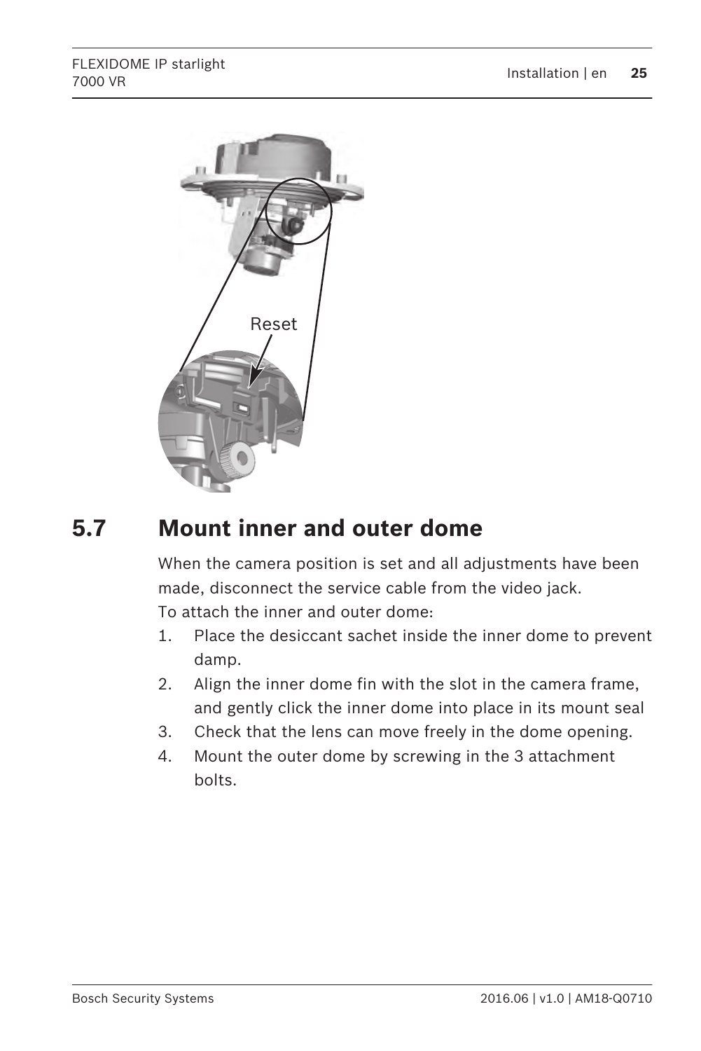## 5.7 Mount inner and outer dome

When the camera position is set and all adjustments have been made, disconnect the service cable from the video jack.
To attach the inner and outer dome:

1. Place the desiccant sachet inside the inner dome to prevent damp.
2. Align the inner dome fin with the slot in the camera frame, and gently click the inner dome into place in its mount seal
3. Check that the lens can move freely in the dome opening.
4. Mount the outer dome by screwing in the 3 attachment bolts.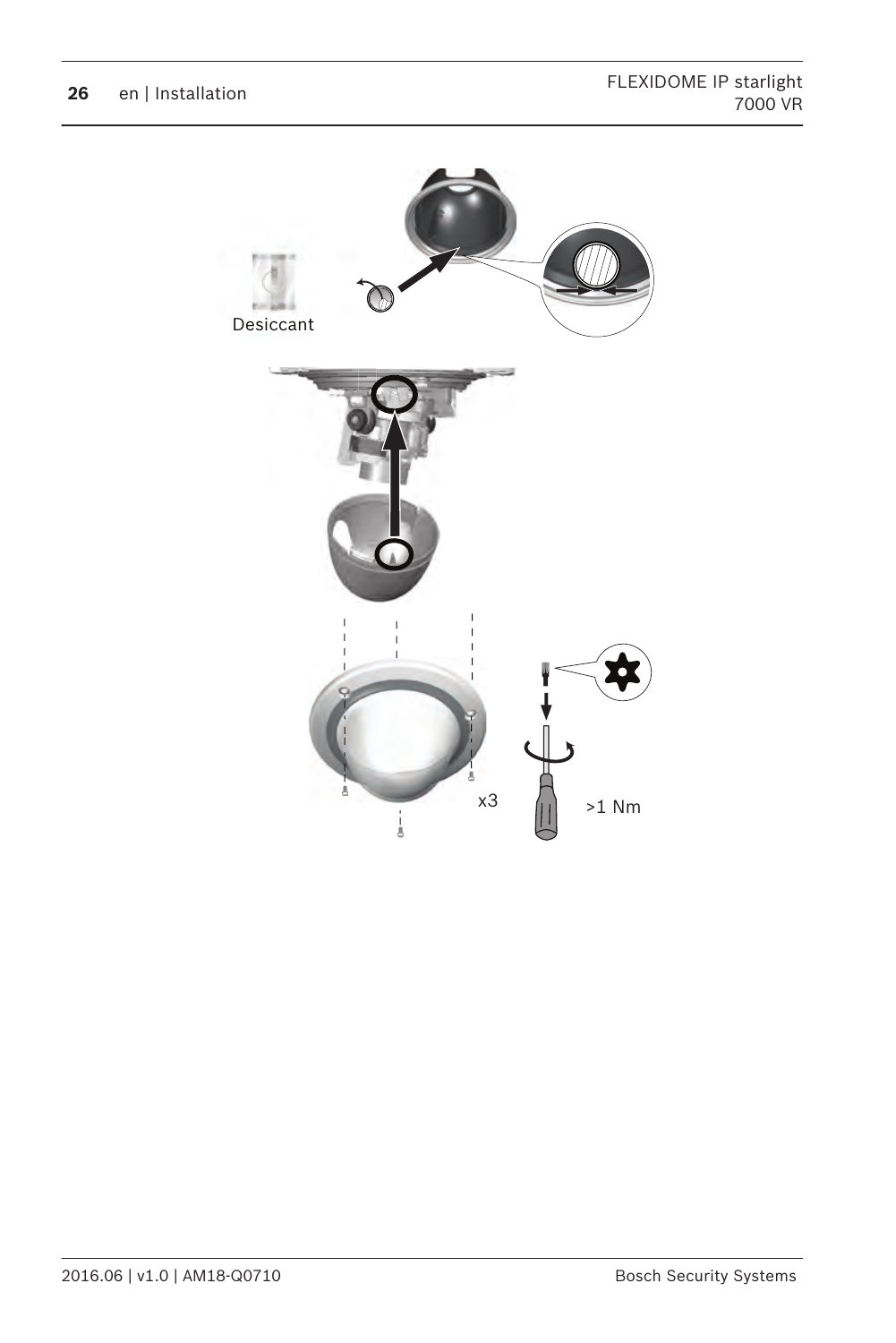Desiccant

x3

>1 Nm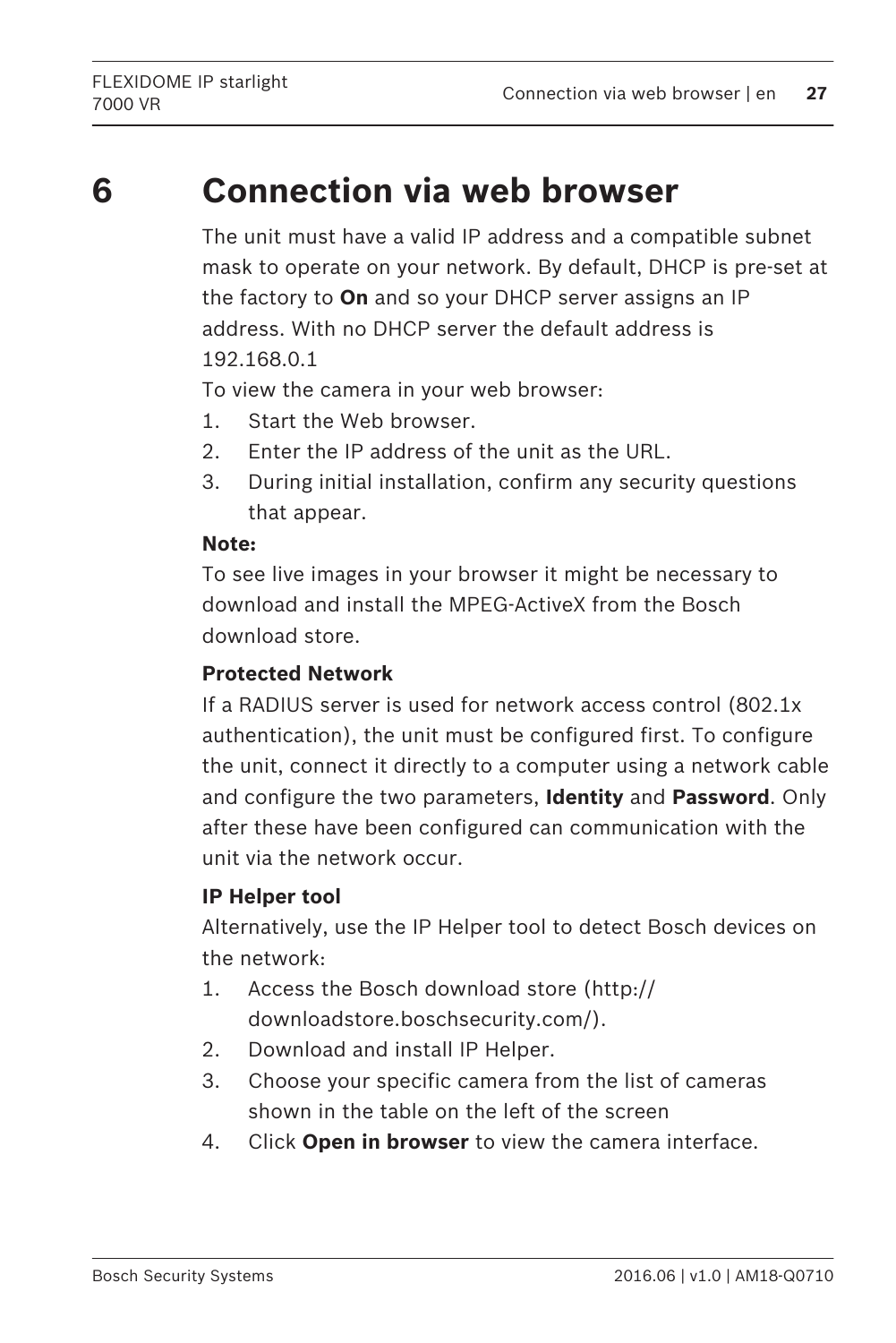# 6 Connection via web browser

The unit must have a valid IP address and a compatible subnet mask to operate on your network. By default, DHCP is pre-set at the factory to **On** and so your DHCP server assigns an IP address. With no DHCP server the default address is 192.168.0.1

To view the camera in your web browser:

1. Start the Web browser.
2. Enter the IP address of the unit as the URL.
3. During initial installation, confirm any security questions that appear.

**Note:**

To see live images in your browser it might be necessary to download and install the MPEG-ActiveX from the Bosch download store.

**Protected Network**

If a RADIUS server is used for network access control (802.1x authentication), the unit must be configured first. To configure the unit, connect it directly to a computer using a network cable and configure the two parameters, **Identity** and **Password**. Only after these have been configured can communication with the unit via the network occur.

**IP Helper tool**

Alternatively, use the IP Helper tool to detect Bosch devices on the network:

1. Access the Bosch download store (http://downloadstore.boschsecurity.com/).
2. Download and install IP Helper.
3. Choose your specific camera from the list of cameras shown in the table on the left of the screen
4. Click **Open in browser** to view the camera interface.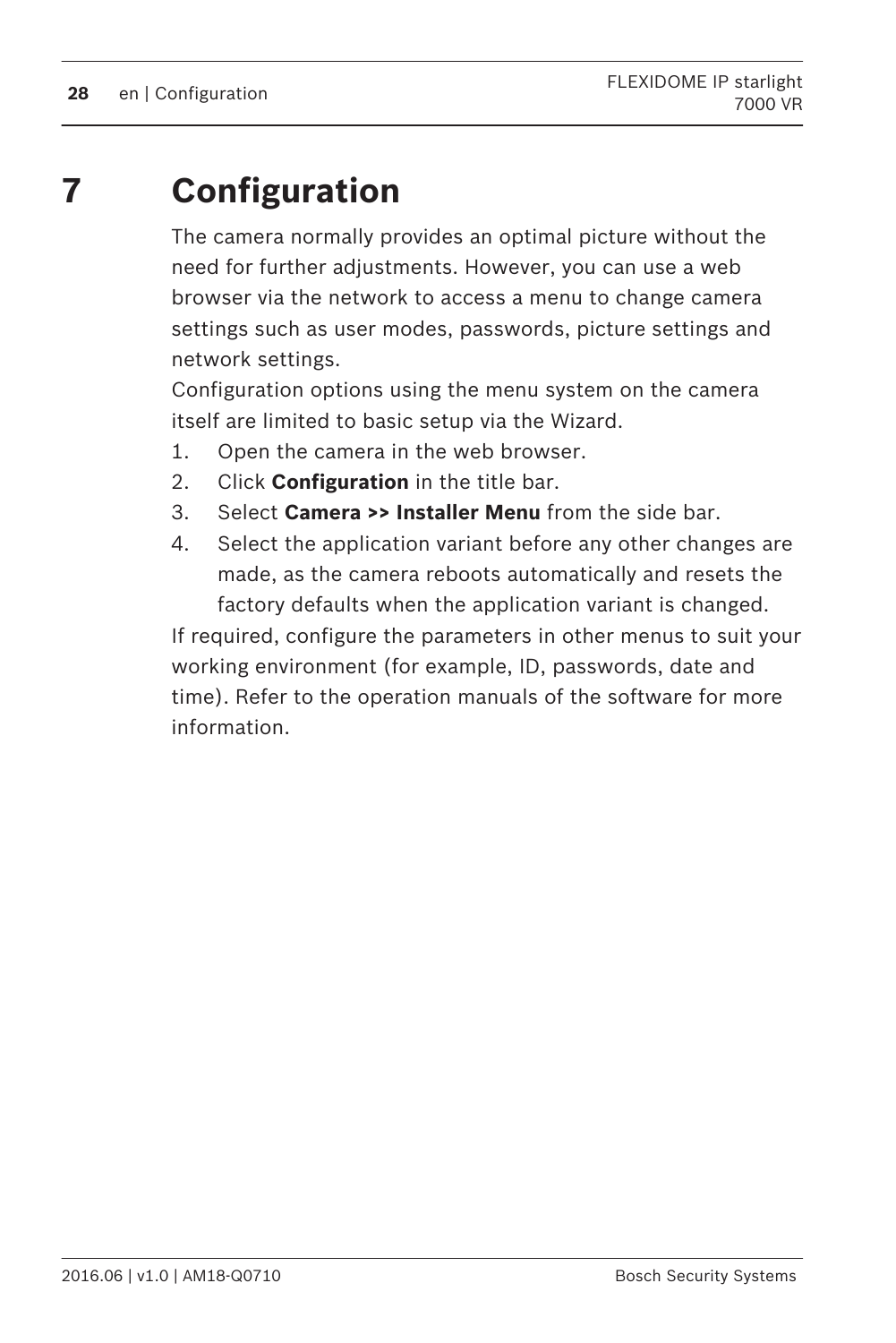# 7 Configuration

The camera normally provides an optimal picture without the need for further adjustments. However, you can use a web browser via the network to access a menu to change camera settings such as user modes, passwords, picture settings and network settings.

Configuration options using the menu system on the camera itself are limited to basic setup via the Wizard.

1. Open the camera in the web browser.
2. Click **Configuration** in the title bar.
3. Select **Camera >> Installer Menu** from the side bar.
4. Select the application variant before any other changes are made, as the camera reboots automatically and resets the factory defaults when the application variant is changed.

If required, configure the parameters in other menus to suit your working environment (for example, ID, passwords, date and time). Refer to the operation manuals of the software for more information.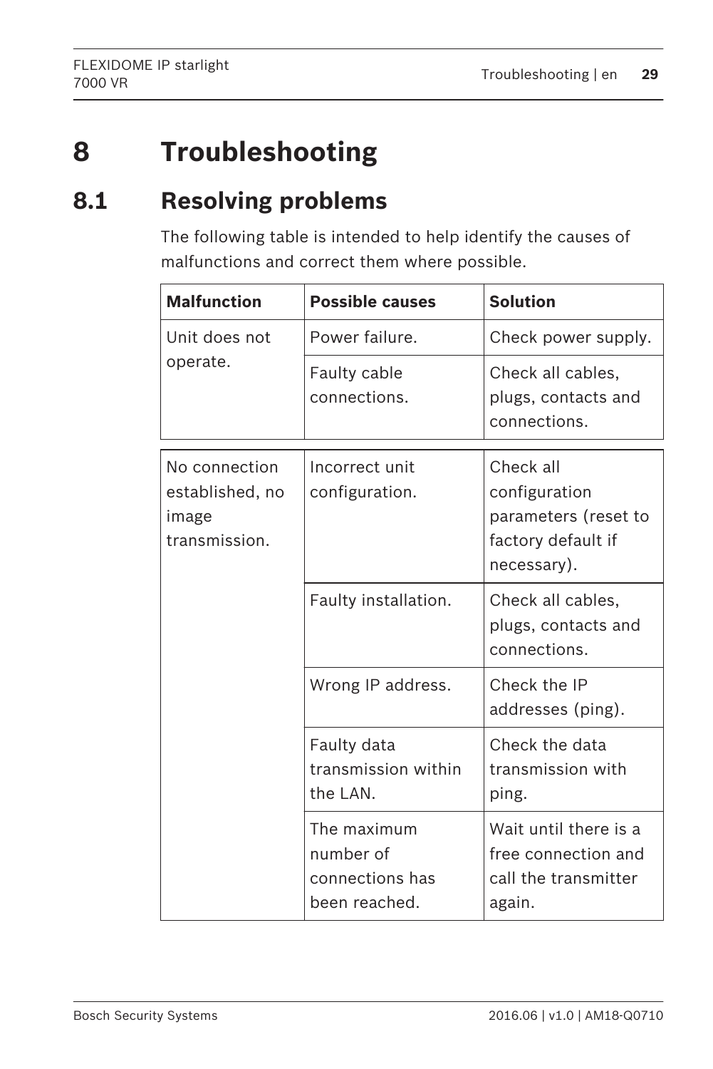# 8 Troubleshooting

## 8.1 Resolving problems

The following table is intended to help identify the causes of malfunctions and correct them where possible.

| Malfunction | Possible causes | Solution |
| --- | --- | --- |
| Unit does not operate. | Power failure. | Check power supply. |
| | Faulty cable connections. | Check all cables, plugs, contacts and connections. |
| No connection established, no image transmission. | Incorrect unit configuration. | Check all configuration parameters (reset to factory default if necessary). |
| | Faulty installation. | Check all cables, plugs, contacts and connections. |
| | Wrong IP address. | Check the IP addresses (ping). |
| | Faulty data transmission within the LAN. | Check the data transmission with ping. |
| | The maximum number of connections has been reached. | Wait until there is a free connection and call the transmitter again. |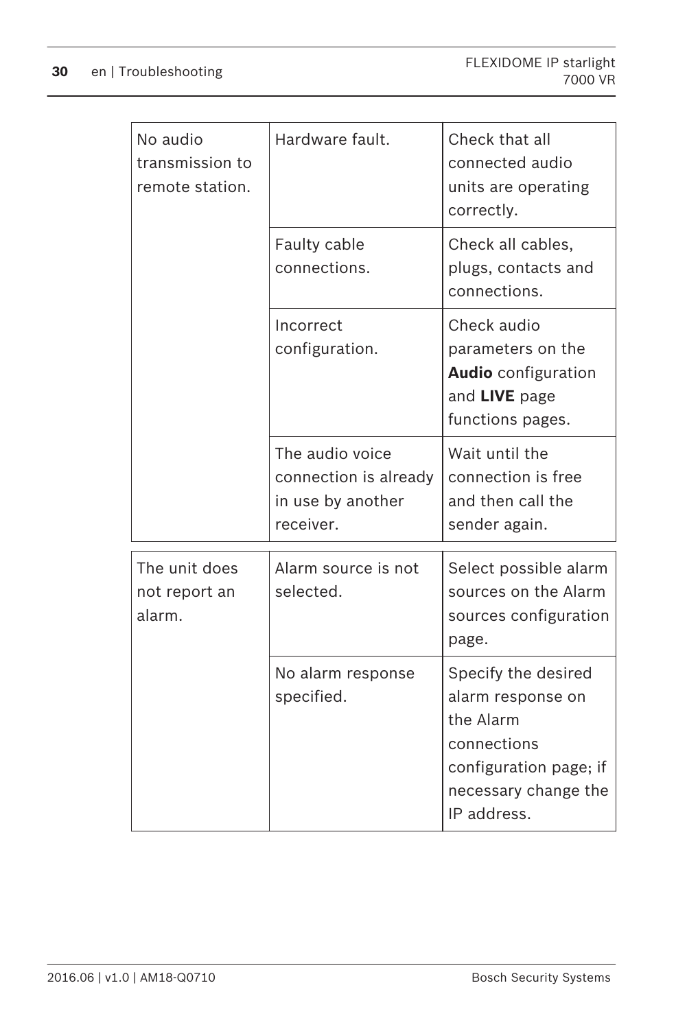| | | |
|---|---|---|
| No audio transmission to remote station. | Hardware fault. | Check that all connected audio units are operating correctly. |
| | Faulty cable connections. | Check all cables, plugs, contacts and connections. |
| | Incorrect configuration. | Check audio parameters on the **Audio** configuration and **LIVE** page functions pages. |
| | The audio voice connection is already in use by another receiver. | Wait until the connection is free and then call the sender again. |
| The unit does not report an alarm. | Alarm source is not selected. | Select possible alarm sources on the Alarm sources configuration page. |
| | No alarm response specified. | Specify the desired alarm response on the Alarm connections configuration page; if necessary change the IP address. |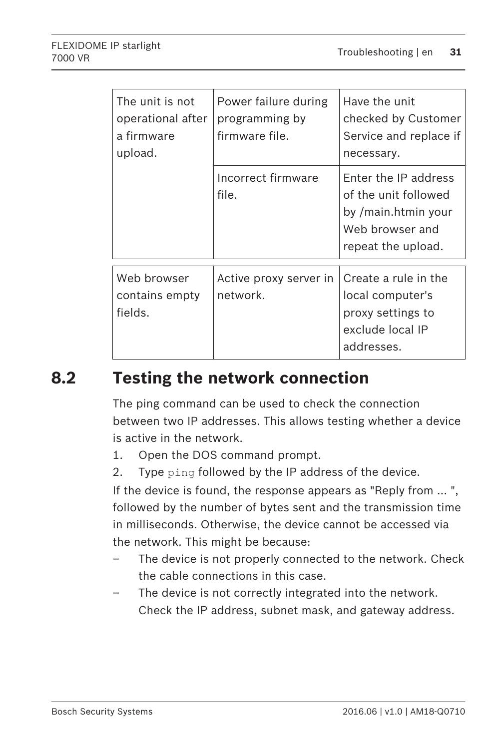| | | |
|---|---|---|
| The unit is not operational after a firmware upload. | Power failure during programming by firmware file. | Have the unit checked by Customer Service and replace if necessary. |
| | Incorrect firmware file. | Enter the IP address of the unit followed by /main.htmin your Web browser and repeat the upload. |

| | | |
|---|---|---|
| Web browser contains empty fields. | Active proxy server in network. | Create a rule in the local computer's proxy settings to exclude local IP addresses. |

## 8.2 Testing the network connection

The ping command can be used to check the connection between two IP addresses. This allows testing whether a device is active in the network.

1. Open the DOS command prompt.
2. Type `ping` followed by the IP address of the device.

If the device is found, the response appears as "Reply from ... ", followed by the number of bytes sent and the transmission time in milliseconds. Otherwise, the device cannot be accessed via the network. This might be because:

- The device is not properly connected to the network. Check the cable connections in this case.
- The device is not correctly integrated into the network. Check the IP address, subnet mask, and gateway address.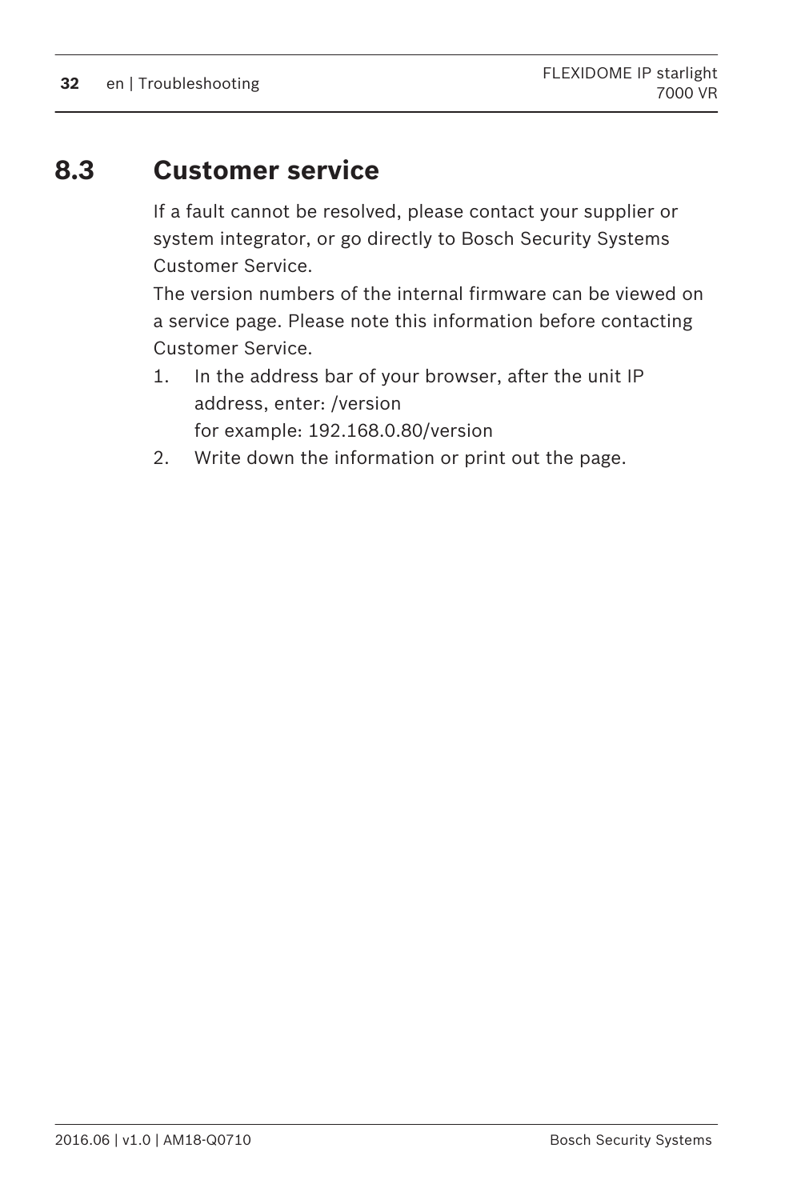## 8.3 Customer service

If a fault cannot be resolved, please contact your supplier or system integrator, or go directly to Bosch Security Systems Customer Service.

The version numbers of the internal firmware can be viewed on a service page. Please note this information before contacting Customer Service.

1. In the address bar of your browser, after the unit IP address, enter: /version
   for example: 192.168.0.80/version
2. Write down the information or print out the page.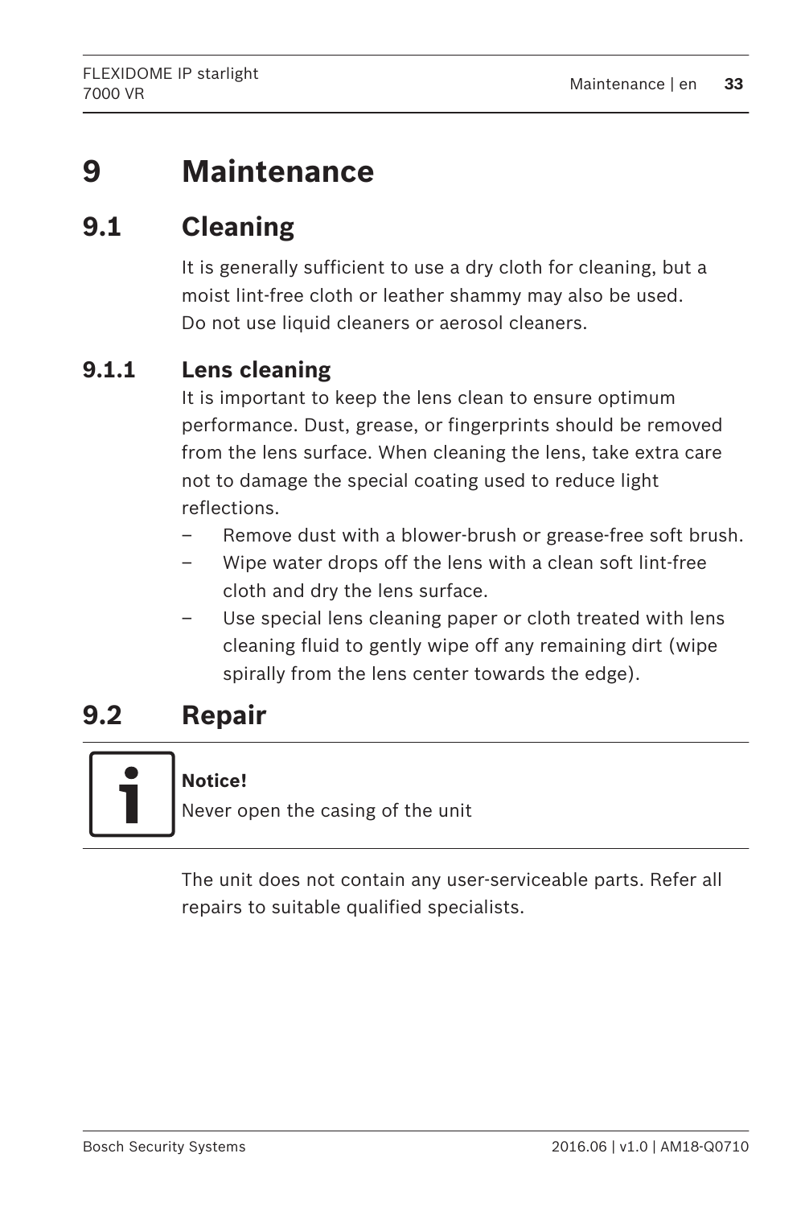# 9 Maintenance

## 9.1 Cleaning

It is generally sufficient to use a dry cloth for cleaning, but a moist lint-free cloth or leather shammy may also be used.
Do not use liquid cleaners or aerosol cleaners.

### 9.1.1 Lens cleaning

It is important to keep the lens clean to ensure optimum performance. Dust, grease, or fingerprints should be removed from the lens surface. When cleaning the lens, take extra care not to damage the special coating used to reduce light reflections.

- Remove dust with a blower-brush or grease-free soft brush.
- Wipe water drops off the lens with a clean soft lint-free cloth and dry the lens surface.
- Use special lens cleaning paper or cloth treated with lens cleaning fluid to gently wipe off any remaining dirt (wipe spirally from the lens center towards the edge).

## 9.2 Repair

**Notice!**
Never open the casing of the unit

The unit does not contain any user-serviceable parts. Refer all repairs to suitable qualified specialists.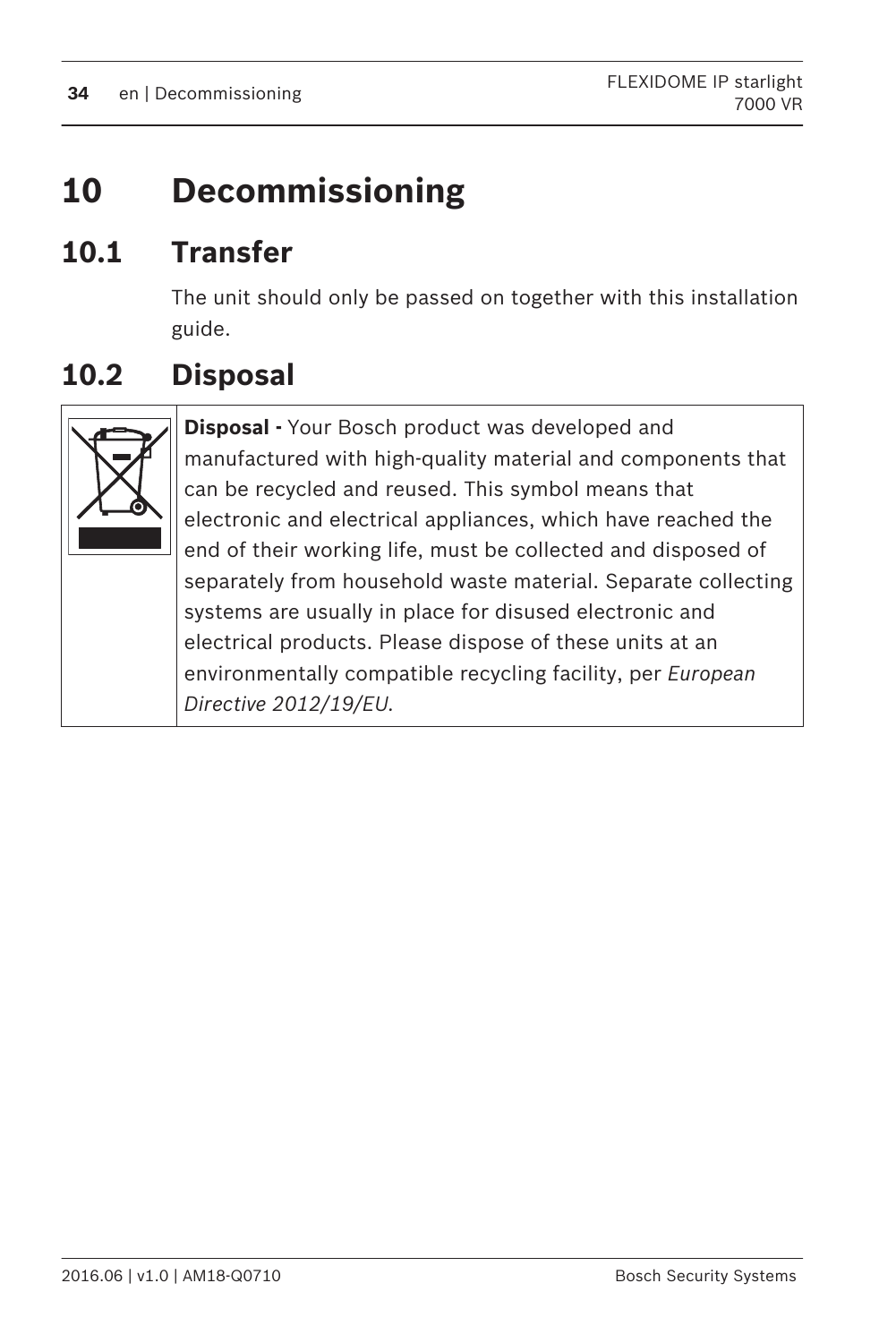# 10 Decommissioning

## 10.1 Transfer

The unit should only be passed on together with this installation guide.

## 10.2 Disposal

**Disposal -** Your Bosch product was developed and manufactured with high-quality material and components that can be recycled and reused. This symbol means that electronic and electrical appliances, which have reached the end of their working life, must be collected and disposed of separately from household waste material. Separate collecting systems are usually in place for disused electronic and electrical products. Please dispose of these units at an environmentally compatible recycling facility, per *European Directive 2012/19/EU*.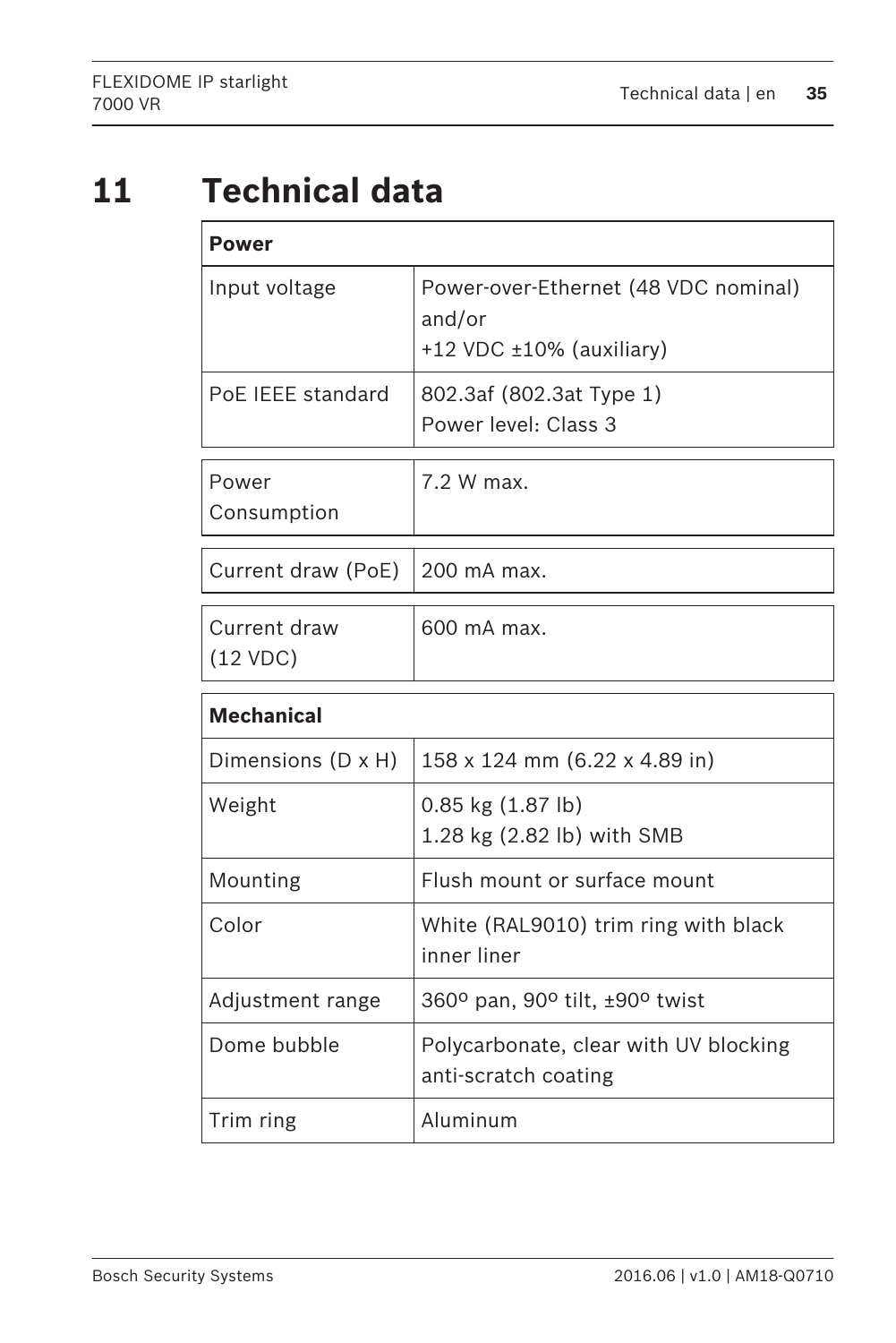# 11 Technical data

| Power | |
|---|---|
| Input voltage | Power-over-Ethernet (48 VDC nominal) and/or<br>+12 VDC ±10% (auxiliary) |
| PoE IEEE standard | 802.3af (802.3at Type 1)<br>Power level: Class 3 |
| Power Consumption | 7.2 W max. |
| Current draw (PoE) | 200 mA max. |
| Current draw (12 VDC) | 600 mA max. |

| Mechanical | |
|---|---|
| Dimensions (D x H) | 158 x 124 mm (6.22 x 4.89 in) |
| Weight | 0.85 kg (1.87 lb)<br>1.28 kg (2.82 lb) with SMB |
| Mounting | Flush mount or surface mount |
| Color | White (RAL9010) trim ring with black inner liner |
| Adjustment range | 360º pan, 90º tilt, ±90º twist |
| Dome bubble | Polycarbonate, clear with UV blocking anti-scratch coating |
| Trim ring | Aluminum |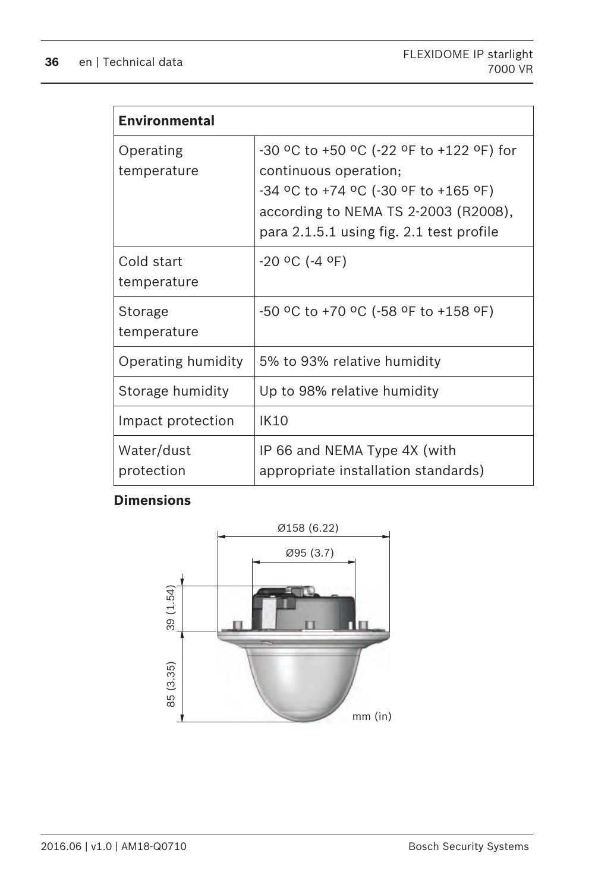| Environmental | |
|---|---|
| Operating temperature | -30 ºC to +50 ºC (-22 ºF to +122 ºF) for continuous operation;<br>-34 ºC to +74 ºC (-30 ºF to +165 ºF) according to NEMA TS 2-2003 (R2008), para 2.1.5.1 using fig. 2.1 test profile |
| Cold start temperature | -20 ºC (-4 ºF) |
| Storage temperature | -50 ºC to +70 ºC (-58 ºF to +158 ºF) |
| Operating humidity | 5% to 93% relative humidity |
| Storage humidity | Up to 98% relative humidity |
| Impact protection | IK10 |
| Water/dust protection | IP 66 and NEMA Type 4X (with appropriate installation standards) |

**Dimensions**

Ø158 (6.22)

Ø95 (3.7)

39 (1.54)

85 (3.35)

mm (in)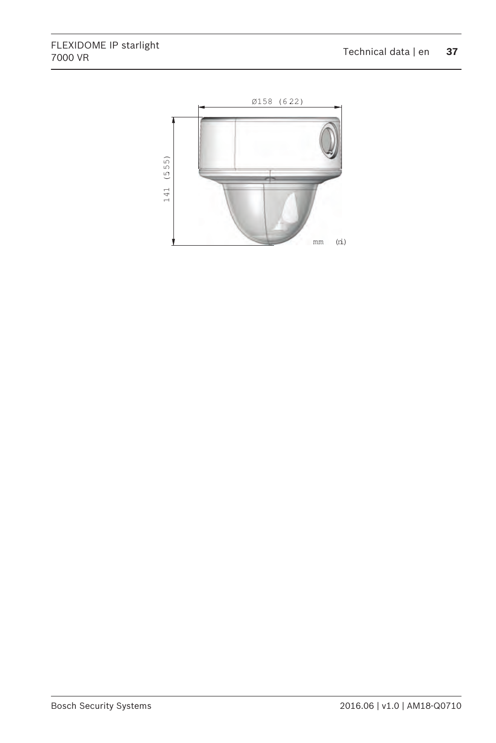Ø158 (6.22)

141 (5.55)

mm (in)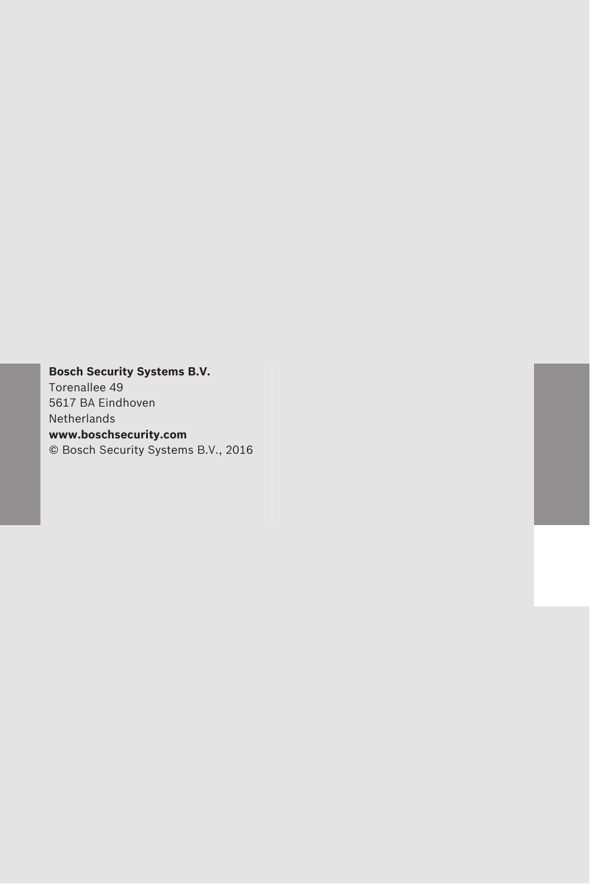**Bosch Security Systems B.V.**
Torenallee 49
5617 BA Eindhoven
Netherlands
**www.boschsecurity.com**
© Bosch Security Systems B.V., 2016